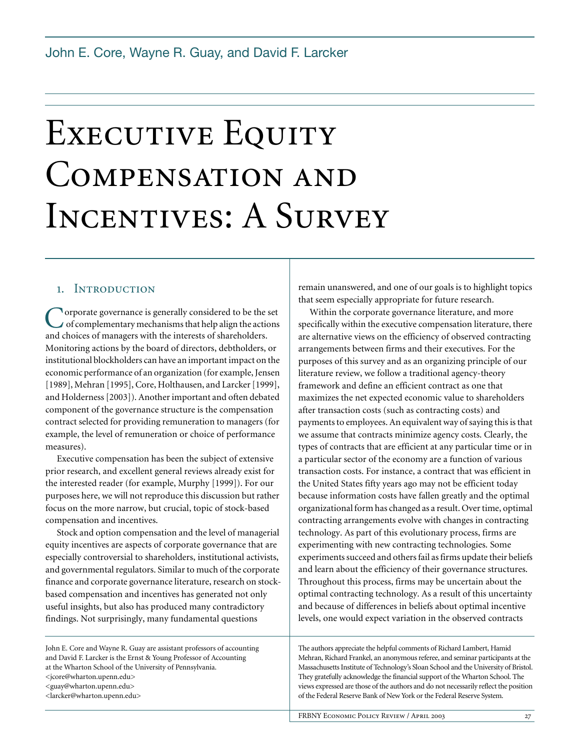John E. Core, Wayne R. Guay, and David F. Larcker

# Executive Equity Compensation and Incentives: A Survey

## 1. Introduction

Corporate governance is generally considered to be the set of complementary mechanisms that help align the actions and choices of managers with the interests of shareholders. Monitoring actions by the board of directors, debtholders, or institutional blockholders can have an important impact on the economic performance of an organization (for example, Jensen [1989], Mehran [1995], Core, Holthausen, and Larcker [1999], and Holderness [2003]). Another important and often debated component of the governance structure is the compensation contract selected for providing remuneration to managers (for example, the level of remuneration or choice of performance measures).

Executive compensation has been the subject of extensive prior research, and excellent general reviews already exist for the interested reader (for example, Murphy [1999]). For our purposes here, we will not reproduce this discussion but rather focus on the more narrow, but crucial, topic of stock-based compensation and incentives.

Stock and option compensation and the level of managerial equity incentives are aspects of corporate governance that are especially controversial to shareholders, institutional activists, and governmental regulators. Similar to much of the corporate finance and corporate governance literature, research on stock-based compensation and incentives has generated not only useful insights, but also has produced many contradictory findings. Not surprisingly, many fundamental questions remain unanswered, and one of our goals is to highlight topics that seem especially appropriate for future research.

Within the corporate governance literature, and more specifically within the executive compensation literature, there are alternative views on the efficiency of observed contracting arrangements between firms and their executives. For the purposes of this survey and as an organizing principle of our literature review, we follow a traditional agency-theory framework and define an efficient contract as one that maximizes the net expected economic value to shareholders after transaction costs (such as contracting costs) and payments to employees. An equivalent way of saying this is that we assume that contracts minimize agency costs. Clearly, the types of contracts that are efficient at any particular time or in a particular sector of the economy are a function of various transaction costs. For instance, a contract that was efficient in the United States fifty years ago may not be efficient today because information costs have fallen greatly and the optimal organizational form has changed as a result. Over time, optimal contracting arrangements evolve with changes in contracting technology. As part of this evolutionary process, firms are experimenting with new contracting technologies. Some experiments succeed and others fail as firms update their beliefs and learn about the efficiency of their governance structures. Throughout this process, firms may be uncertain about the optimal contracting technology. As a result of this uncertainty and because of differences in beliefs about optimal incentive levels, one would expect variation in the observed contracts

---

John E. Core and Wayne R. Guay are assistant professors of accounting and David F. Larcker is the Ernst & Young Professor of Accounting at the Wharton School of the University of Pennsylvania.
<jcore@wharton.upenn.edu>
<guay@wharton.upenn.edu>
<larcker@wharton.upenn.edu>

The authors appreciate the helpful comments of Richard Lambert, Hamid Mehran, Richard Frankel, an anonymous referee, and seminar participants at the Massachusetts Institute of Technology's Sloan School and the University of Bristol. They gratefully acknowledge the financial support of the Wharton School. The views expressed are those of the authors and do not necessarily reflect the position of the Federal Reserve Bank of New York or the Federal Reserve System.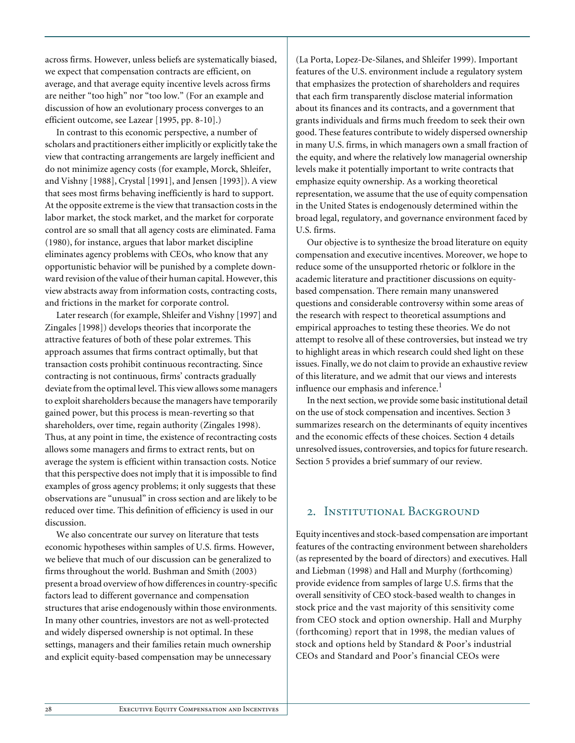across firms. However, unless beliefs are systematically biased, we expect that compensation contracts are efficient, on average, and that average equity incentive levels across firms are neither "too high" nor "too low." (For an example and discussion of how an evolutionary process converges to an efficient outcome, see Lazear [1995, pp. 8-10].)

In contrast to this economic perspective, a number of scholars and practitioners either implicitly or explicitly take the view that contracting arrangements are largely inefficient and do not minimize agency costs (for example, Morck, Shleifer, and Vishny [1988], Crystal [1991], and Jensen [1993]). A view that sees most firms behaving inefficiently is hard to support. At the opposite extreme is the view that transaction costs in the labor market, the stock market, and the market for corporate control are so small that all agency costs are eliminated. Fama (1980), for instance, argues that labor market discipline eliminates agency problems with CEOs, who know that any opportunistic behavior will be punished by a complete downward revision of the value of their human capital. However, this view abstracts away from information costs, contracting costs, and frictions in the market for corporate control.

Later research (for example, Shleifer and Vishny [1997] and Zingales [1998]) develops theories that incorporate the attractive features of both of these polar extremes. This approach assumes that firms contract optimally, but that transaction costs prohibit continuous recontracting. Since contracting is not continuous, firms' contracts gradually deviate from the optimal level. This view allows some managers to exploit shareholders because the managers have temporarily gained power, but this process is mean-reverting so that shareholders, over time, regain authority (Zingales 1998). Thus, at any point in time, the existence of recontracting costs allows some managers and firms to extract rents, but on average the system is efficient within transaction costs. Notice that this perspective does not imply that it is impossible to find examples of gross agency problems; it only suggests that these observations are "unusual" in cross section and are likely to be reduced over time. This definition of efficiency is used in our discussion.

We also concentrate our survey on literature that tests economic hypotheses within samples of U.S. firms. However, we believe that much of our discussion can be generalized to firms throughout the world. Bushman and Smith (2003) present a broad overview of how differences in country-specific factors lead to different governance and compensation structures that arise endogenously within those environments. In many other countries, investors are not as well-protected and widely dispersed ownership is not optimal. In these settings, managers and their families retain much ownership and explicit equity-based compensation may be unnecessary (La Porta, Lopez-De-Silanes, and Shleifer 1999). Important features of the U.S. environment include a regulatory system that emphasizes the protection of shareholders and requires that each firm transparently disclose material information about its finances and its contracts, and a government that grants individuals and firms much freedom to seek their own good. These features contribute to widely dispersed ownership in many U.S. firms, in which managers own a small fraction of the equity, and where the relatively low managerial ownership levels make it potentially important to write contracts that emphasize equity ownership. As a working theoretical representation, we assume that the use of equity compensation in the United States is endogenously determined within the broad legal, regulatory, and governance environment faced by U.S. firms.

Our objective is to synthesize the broad literature on equity compensation and executive incentives. Moreover, we hope to reduce some of the unsupported rhetoric or folklore in the academic literature and practitioner discussions on equity-based compensation. There remain many unanswered questions and considerable controversy within some areas of the research with respect to theoretical assumptions and empirical approaches to testing these theories. We do not attempt to resolve all of these controversies, but instead we try to highlight areas in which research could shed light on these issues. Finally, we do not claim to provide an exhaustive review of this literature, and we admit that our views and interests influence our emphasis and inference.[1]

In the next section, we provide some basic institutional detail on the use of stock compensation and incentives. Section 3 summarizes research on the determinants of equity incentives and the economic effects of these choices. Section 4 details unresolved issues, controversies, and topics for future research. Section 5 provides a brief summary of our review.

## 2. Institutional Background

Equity incentives and stock-based compensation are important features of the contracting environment between shareholders (as represented by the board of directors) and executives. Hall and Liebman (1998) and Hall and Murphy (forthcoming) provide evidence from samples of large U.S. firms that the overall sensitivity of CEO stock-based wealth to changes in stock price and the vast majority of this sensitivity come from CEO stock and option ownership. Hall and Murphy (forthcoming) report that in 1998, the median values of stock and options held by Standard & Poor's industrial CEOs and Standard and Poor's financial CEOs were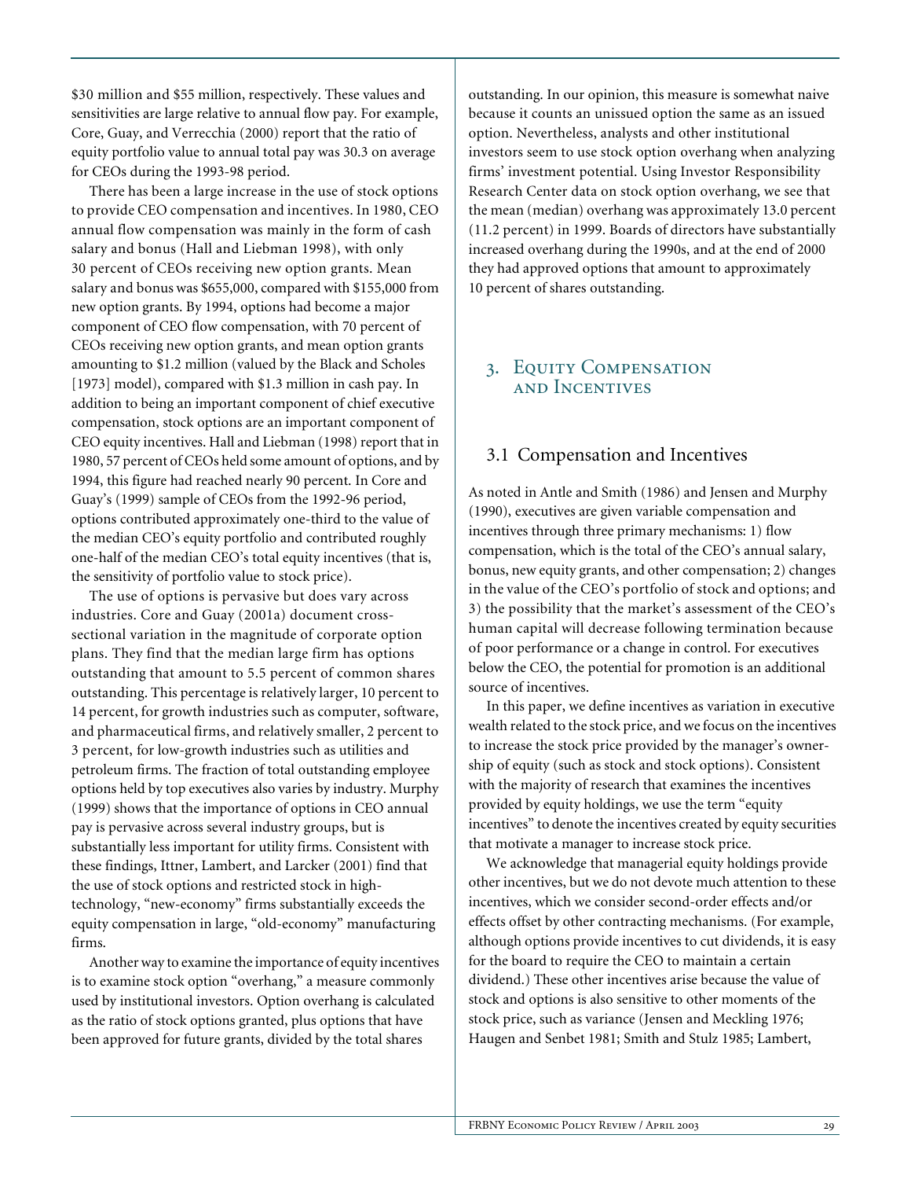$30 million and $55 million, respectively. These values and sensitivities are large relative to annual flow pay. For example, Core, Guay, and Verrecchia (2000) report that the ratio of equity portfolio value to annual total pay was 30.3 on average for CEOs during the 1993-98 period.

There has been a large increase in the use of stock options to provide CEO compensation and incentives. In 1980, CEO annual flow compensation was mainly in the form of cash salary and bonus (Hall and Liebman 1998), with only 30 percent of CEOs receiving new option grants. Mean salary and bonus was $655,000, compared with $155,000 from new option grants. By 1994, options had become a major component of CEO flow compensation, with 70 percent of CEOs receiving new option grants, and mean option grants amounting to $1.2 million (valued by the Black and Scholes [1973] model), compared with $1.3 million in cash pay. In addition to being an important component of chief executive compensation, stock options are an important component of CEO equity incentives. Hall and Liebman (1998) report that in 1980, 57 percent of CEOs held some amount of options, and by 1994, this figure had reached nearly 90 percent. In Core and Guay's (1999) sample of CEOs from the 1992-96 period, options contributed approximately one-third to the value of the median CEO's equity portfolio and contributed roughly one-half of the median CEO's total equity incentives (that is, the sensitivity of portfolio value to stock price).

The use of options is pervasive but does vary across industries. Core and Guay (2001a) document cross-sectional variation in the magnitude of corporate option plans. They find that the median large firm has options outstanding that amount to 5.5 percent of common shares outstanding. This percentage is relatively larger, 10 percent to 14 percent, for growth industries such as computer, software, and pharmaceutical firms, and relatively smaller, 2 percent to 3 percent, for low-growth industries such as utilities and petroleum firms. The fraction of total outstanding employee options held by top executives also varies by industry. Murphy (1999) shows that the importance of options in CEO annual pay is pervasive across several industry groups, but is substantially less important for utility firms. Consistent with these findings, Ittner, Lambert, and Larcker (2001) find that the use of stock options and restricted stock in high-technology, "new-economy" firms substantially exceeds the equity compensation in large, "old-economy" manufacturing firms.

Another way to examine the importance of equity incentives is to examine stock option "overhang," a measure commonly used by institutional investors. Option overhang is calculated as the ratio of stock options granted, plus options that have been approved for future grants, divided by the total shares outstanding. In our opinion, this measure is somewhat naive because it counts an unissued option the same as an issued option. Nevertheless, analysts and other institutional investors seem to use stock option overhang when analyzing firms' investment potential. Using Investor Responsibility Research Center data on stock option overhang, we see that the mean (median) overhang was approximately 13.0 percent (11.2 percent) in 1999. Boards of directors have substantially increased overhang during the 1990s, and at the end of 2000 they had approved options that amount to approximately 10 percent of shares outstanding.

## 3. Equity Compensation and Incentives

### 3.1 Compensation and Incentives

As noted in Antle and Smith (1986) and Jensen and Murphy (1990), executives are given variable compensation and incentives through three primary mechanisms: 1) flow compensation, which is the total of the CEO's annual salary, bonus, new equity grants, and other compensation; 2) changes in the value of the CEO's portfolio of stock and options; and 3) the possibility that the market's assessment of the CEO's human capital will decrease following termination because of poor performance or a change in control. For executives below the CEO, the potential for promotion is an additional source of incentives.

In this paper, we define incentives as variation in executive wealth related to the stock price, and we focus on the incentives to increase the stock price provided by the manager's ownership of equity (such as stock and stock options). Consistent with the majority of research that examines the incentives provided by equity holdings, we use the term "equity incentives" to denote the incentives created by equity securities that motivate a manager to increase stock price.

We acknowledge that managerial equity holdings provide other incentives, but we do not devote much attention to these incentives, which we consider second-order effects and/or effects offset by other contracting mechanisms. (For example, although options provide incentives to cut dividends, it is easy for the board to require the CEO to maintain a certain dividend.) These other incentives arise because the value of stock and options is also sensitive to other moments of the stock price, such as variance (Jensen and Meckling 1976; Haugen and Senbet 1981; Smith and Stulz 1985; Lambert,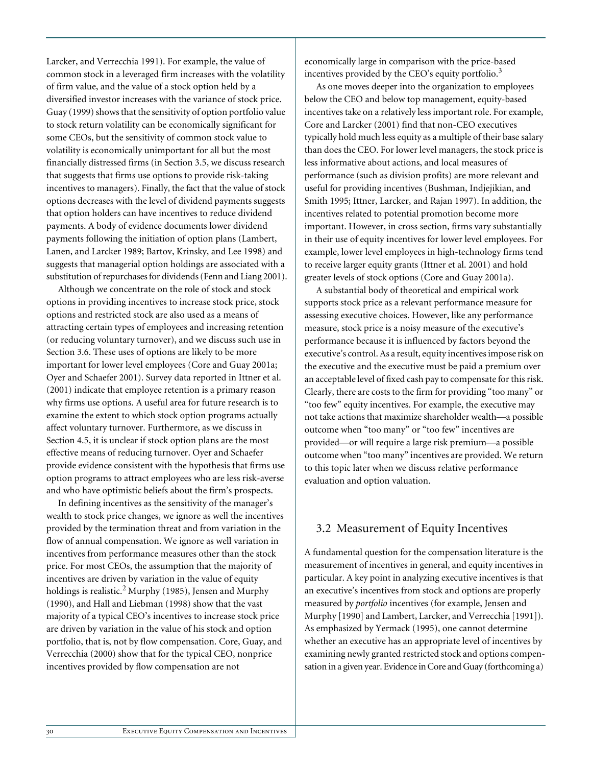Larcker, and Verrecchia 1991). For example, the value of common stock in a leveraged firm increases with the volatility of firm value, and the value of a stock option held by a diversified investor increases with the variance of stock price. Guay (1999) shows that the sensitivity of option portfolio value to stock return volatility can be economically significant for some CEOs, but the sensitivity of common stock value to volatility is economically unimportant for all but the most financially distressed firms (in Section 3.5, we discuss research that suggests that firms use options to provide risk-taking incentives to managers). Finally, the fact that the value of stock options decreases with the level of dividend payments suggests that option holders can have incentives to reduce dividend payments. A body of evidence documents lower dividend payments following the initiation of option plans (Lambert, Lanen, and Larcker 1989; Bartov, Krinsky, and Lee 1998) and suggests that managerial option holdings are associated with a substitution of repurchases for dividends (Fenn and Liang 2001).

Although we concentrate on the role of stock and stock options in providing incentives to increase stock price, stock options and restricted stock are also used as a means of attracting certain types of employees and increasing retention (or reducing voluntary turnover), and we discuss such use in Section 3.6. These uses of options are likely to be more important for lower level employees (Core and Guay 2001a; Oyer and Schaefer 2001). Survey data reported in Ittner et al. (2001) indicate that employee retention is a primary reason why firms use options. A useful area for future research is to examine the extent to which stock option programs actually affect voluntary turnover. Furthermore, as we discuss in Section 4.5, it is unclear if stock option plans are the most effective means of reducing turnover. Oyer and Schaefer provide evidence consistent with the hypothesis that firms use option programs to attract employees who are less risk-averse and who have optimistic beliefs about the firm's prospects.

In defining incentives as the sensitivity of the manager's wealth to stock price changes, we ignore as well the incentives provided by the termination threat and from variation in the flow of annual compensation. We ignore as well variation in incentives from performance measures other than the stock price. For most CEOs, the assumption that the majority of incentives are driven by variation in the value of equity holdings is realistic.[2] Murphy (1985), Jensen and Murphy (1990), and Hall and Liebman (1998) show that the vast majority of a typical CEO's incentives to increase stock price are driven by variation in the value of his stock and option portfolio, that is, not by flow compensation. Core, Guay, and Verrecchia (2000) show that for the typical CEO, nonprice incentives provided by flow compensation are not economically large in comparison with the price-based incentives provided by the CEO's equity portfolio.[3]

As one moves deeper into the organization to employees below the CEO and below top management, equity-based incentives take on a relatively less important role. For example, Core and Larcker (2001) find that non-CEO executives typically hold much less equity as a multiple of their base salary than does the CEO. For lower level managers, the stock price is less informative about actions, and local measures of performance (such as division profits) are more relevant and useful for providing incentives (Bushman, Indjejikian, and Smith 1995; Ittner, Larcker, and Rajan 1997). In addition, the incentives related to potential promotion become more important. However, in cross section, firms vary substantially in their use of equity incentives for lower level employees. For example, lower level employees in high-technology firms tend to receive larger equity grants (Ittner et al. 2001) and hold greater levels of stock options (Core and Guay 2001a).

A substantial body of theoretical and empirical work supports stock price as a relevant performance measure for assessing executive choices. However, like any performance measure, stock price is a noisy measure of the executive's performance because it is influenced by factors beyond the executive's control. As a result, equity incentives impose risk on the executive and the executive must be paid a premium over an acceptable level of fixed cash pay to compensate for this risk. Clearly, there are costs to the firm for providing "too many" or "too few" equity incentives. For example, the executive may not take actions that maximize shareholder wealth—a possible outcome when "too many" or "too few" incentives are provided—or will require a large risk premium—a possible outcome when "too many" incentives are provided. We return to this topic later when we discuss relative performance evaluation and option valuation.

## 3.2 Measurement of Equity Incentives

A fundamental question for the compensation literature is the measurement of incentives in general, and equity incentives in particular. A key point in analyzing executive incentives is that an executive's incentives from stock and options are properly measured by *portfolio* incentives (for example, Jensen and Murphy [1990] and Lambert, Larcker, and Verrecchia [1991]). As emphasized by Yermack (1995), one cannot determine whether an executive has an appropriate level of incentives by examining newly granted restricted stock and options compensation in a given year. Evidence in Core and Guay (forthcoming a)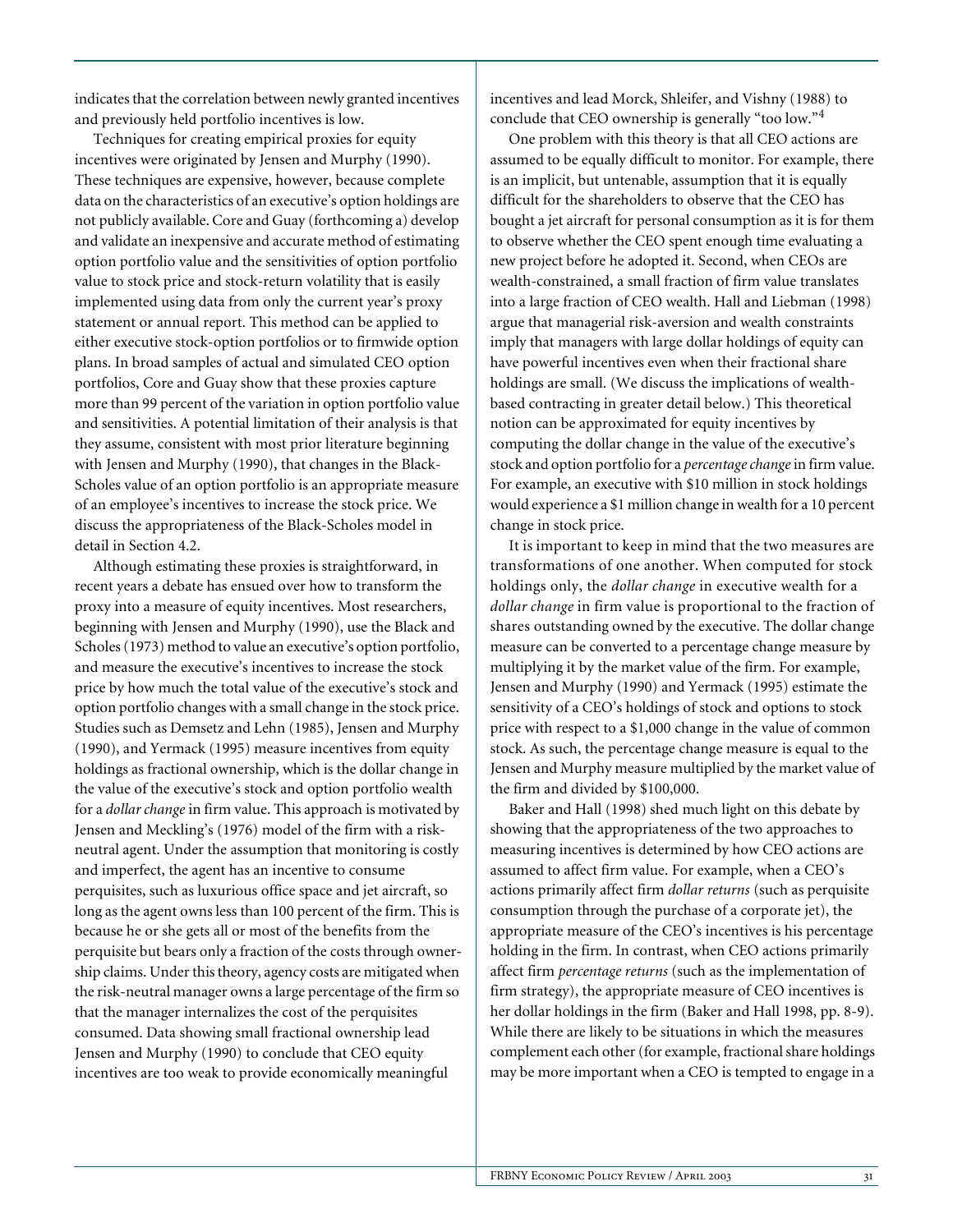indicates that the correlation between newly granted incentives and previously held portfolio incentives is low.

Techniques for creating empirical proxies for equity incentives were originated by Jensen and Murphy (1990). These techniques are expensive, however, because complete data on the characteristics of an executive's option holdings are not publicly available. Core and Guay (forthcoming a) develop and validate an inexpensive and accurate method of estimating option portfolio value and the sensitivities of option portfolio value to stock price and stock-return volatility that is easily implemented using data from only the current year's proxy statement or annual report. This method can be applied to either executive stock-option portfolios or to firmwide option plans. In broad samples of actual and simulated CEO option portfolios, Core and Guay show that these proxies capture more than 99 percent of the variation in option portfolio value and sensitivities. A potential limitation of their analysis is that they assume, consistent with most prior literature beginning with Jensen and Murphy (1990), that changes in the Black-Scholes value of an option portfolio is an appropriate measure of an employee's incentives to increase the stock price. We discuss the appropriateness of the Black-Scholes model in detail in Section 4.2.

Although estimating these proxies is straightforward, in recent years a debate has ensued over how to transform the proxy into a measure of equity incentives. Most researchers, beginning with Jensen and Murphy (1990), use the Black and Scholes (1973) method to value an executive's option portfolio, and measure the executive's incentives to increase the stock price by how much the total value of the executive's stock and option portfolio changes with a small change in the stock price. Studies such as Demsetz and Lehn (1985), Jensen and Murphy (1990), and Yermack (1995) measure incentives from equity holdings as fractional ownership, which is the dollar change in the value of the executive's stock and option portfolio wealth for a *dollar change* in firm value. This approach is motivated by Jensen and Meckling's (1976) model of the firm with a risk-neutral agent. Under the assumption that monitoring is costly and imperfect, the agent has an incentive to consume perquisites, such as luxurious office space and jet aircraft, so long as the agent owns less than 100 percent of the firm. This is because he or she gets all or most of the benefits from the perquisite but bears only a fraction of the costs through ownership claims. Under this theory, agency costs are mitigated when the risk-neutral manager owns a large percentage of the firm so that the manager internalizes the cost of the perquisites consumed. Data showing small fractional ownership lead Jensen and Murphy (1990) to conclude that CEO equity incentives are too weak to provide economically meaningful incentives and lead Morck, Shleifer, and Vishny (1988) to conclude that CEO ownership is generally "too low."[4]

One problem with this theory is that all CEO actions are assumed to be equally difficult to monitor. For example, there is an implicit, but untenable, assumption that it is equally difficult for the shareholders to observe that the CEO has bought a jet aircraft for personal consumption as it is for them to observe whether the CEO spent enough time evaluating a new project before he adopted it. Second, when CEOs are wealth-constrained, a small fraction of firm value translates into a large fraction of CEO wealth. Hall and Liebman (1998) argue that managerial risk-aversion and wealth constraints imply that managers with large dollar holdings of equity can have powerful incentives even when their fractional share holdings are small. (We discuss the implications of wealth-based contracting in greater detail below.) This theoretical notion can be approximated for equity incentives by computing the dollar change in the value of the executive's stock and option portfolio for a *percentage change* in firm value. For example, an executive with \$10 million in stock holdings would experience a \$1 million change in wealth for a 10 percent change in stock price.

It is important to keep in mind that the two measures are transformations of one another. When computed for stock holdings only, the *dollar change* in executive wealth for a *dollar change* in firm value is proportional to the fraction of shares outstanding owned by the executive. The dollar change measure can be converted to a percentage change measure by multiplying it by the market value of the firm. For example, Jensen and Murphy (1990) and Yermack (1995) estimate the sensitivity of a CEO's holdings of stock and options to stock price with respect to a \$1,000 change in the value of common stock. As such, the percentage change measure is equal to the Jensen and Murphy measure multiplied by the market value of the firm and divided by \$100,000.

Baker and Hall (1998) shed much light on this debate by showing that the appropriateness of the two approaches to measuring incentives is determined by how CEO actions are assumed to affect firm value. For example, when a CEO's actions primarily affect firm *dollar returns* (such as perquisite consumption through the purchase of a corporate jet), the appropriate measure of the CEO's incentives is his percentage holding in the firm. In contrast, when CEO actions primarily affect firm *percentage returns* (such as the implementation of firm strategy), the appropriate measure of CEO incentives is her dollar holdings in the firm (Baker and Hall 1998, pp. 8-9). While there are likely to be situations in which the measures complement each other (for example, fractional share holdings may be more important when a CEO is tempted to engage in a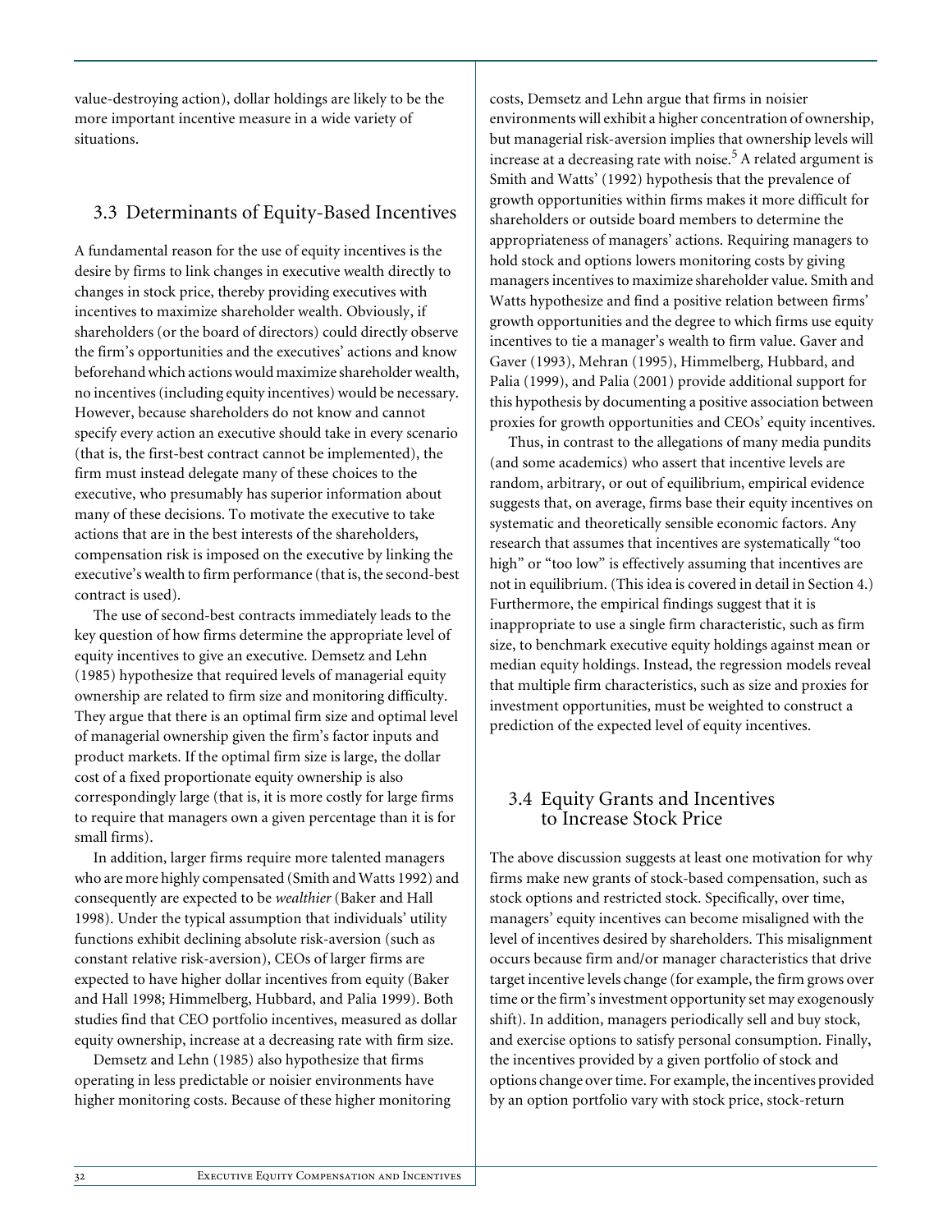value-destroying action), dollar holdings are likely to be the more important incentive measure in a wide variety of situations.

## 3.3 Determinants of Equity-Based Incentives

A fundamental reason for the use of equity incentives is the desire by firms to link changes in executive wealth directly to changes in stock price, thereby providing executives with incentives to maximize shareholder wealth. Obviously, if shareholders (or the board of directors) could directly observe the firm's opportunities and the executives' actions and know beforehand which actions would maximize shareholder wealth, no incentives (including equity incentives) would be necessary. However, because shareholders do not know and cannot specify every action an executive should take in every scenario (that is, the first-best contract cannot be implemented), the firm must instead delegate many of these choices to the executive, who presumably has superior information about many of these decisions. To motivate the executive to take actions that are in the best interests of the shareholders, compensation risk is imposed on the executive by linking the executive's wealth to firm performance (that is, the second-best contract is used).

The use of second-best contracts immediately leads to the key question of how firms determine the appropriate level of equity incentives to give an executive. Demsetz and Lehn (1985) hypothesize that required levels of managerial equity ownership are related to firm size and monitoring difficulty. They argue that there is an optimal firm size and optimal level of managerial ownership given the firm's factor inputs and product markets. If the optimal firm size is large, the dollar cost of a fixed proportionate equity ownership is also correspondingly large (that is, it is more costly for large firms to require that managers own a given percentage than it is for small firms).

In addition, larger firms require more talented managers who are more highly compensated (Smith and Watts 1992) and consequently are expected to be *wealthier* (Baker and Hall 1998). Under the typical assumption that individuals' utility functions exhibit declining absolute risk-aversion (such as constant relative risk-aversion), CEOs of larger firms are expected to have higher dollar incentives from equity (Baker and Hall 1998; Himmelberg, Hubbard, and Palia 1999). Both studies find that CEO portfolio incentives, measured as dollar equity ownership, increase at a decreasing rate with firm size.

Demsetz and Lehn (1985) also hypothesize that firms operating in less predictable or noisier environments have higher monitoring costs. Because of these higher monitoring costs, Demsetz and Lehn argue that firms in noisier environments will exhibit a higher concentration of ownership, but managerial risk-aversion implies that ownership levels will increase at a decreasing rate with noise.[5] A related argument is Smith and Watts' (1992) hypothesis that the prevalence of growth opportunities within firms makes it more difficult for shareholders or outside board members to determine the appropriateness of managers' actions. Requiring managers to hold stock and options lowers monitoring costs by giving managers incentives to maximize shareholder value. Smith and Watts hypothesize and find a positive relation between firms' growth opportunities and the degree to which firms use equity incentives to tie a manager's wealth to firm value. Gaver and Gaver (1993), Mehran (1995), Himmelberg, Hubbard, and Palia (1999), and Palia (2001) provide additional support for this hypothesis by documenting a positive association between proxies for growth opportunities and CEOs' equity incentives.

Thus, in contrast to the allegations of many media pundits (and some academics) who assert that incentive levels are random, arbitrary, or out of equilibrium, empirical evidence suggests that, on average, firms base their equity incentives on systematic and theoretically sensible economic factors. Any research that assumes that incentives are systematically "too high" or "too low" is effectively assuming that incentives are not in equilibrium. (This idea is covered in detail in Section 4.) Furthermore, the empirical findings suggest that it is inappropriate to use a single firm characteristic, such as firm size, to benchmark executive equity holdings against mean or median equity holdings. Instead, the regression models reveal that multiple firm characteristics, such as size and proxies for investment opportunities, must be weighted to construct a prediction of the expected level of equity incentives.

## 3.4 Equity Grants and Incentives to Increase Stock Price

The above discussion suggests at least one motivation for why firms make new grants of stock-based compensation, such as stock options and restricted stock. Specifically, over time, managers' equity incentives can become misaligned with the level of incentives desired by shareholders. This misalignment occurs because firm and/or manager characteristics that drive target incentive levels change (for example, the firm grows over time or the firm's investment opportunity set may exogenously shift). In addition, managers periodically sell and buy stock, and exercise options to satisfy personal consumption. Finally, the incentives provided by a given portfolio of stock and options change over time. For example, the incentives provided by an option portfolio vary with stock price, stock-return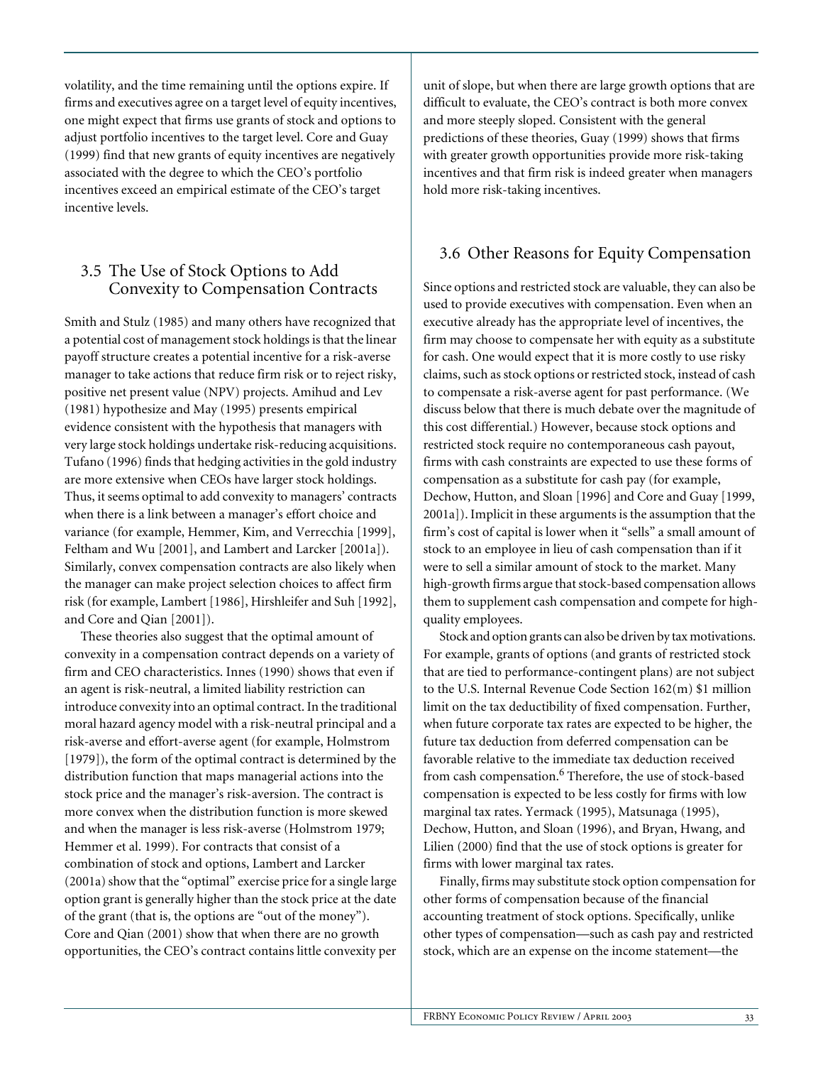volatility, and the time remaining until the options expire. If firms and executives agree on a target level of equity incentives, one might expect that firms use grants of stock and options to adjust portfolio incentives to the target level. Core and Guay (1999) find that new grants of equity incentives are negatively associated with the degree to which the CEO's portfolio incentives exceed an empirical estimate of the CEO's target incentive levels.

### 3.5 The Use of Stock Options to Add Convexity to Compensation Contracts

Smith and Stulz (1985) and many others have recognized that a potential cost of management stock holdings is that the linear payoff structure creates a potential incentive for a risk-averse manager to take actions that reduce firm risk or to reject risky, positive net present value (NPV) projects. Amihud and Lev (1981) hypothesize and May (1995) presents empirical evidence consistent with the hypothesis that managers with very large stock holdings undertake risk-reducing acquisitions. Tufano (1996) finds that hedging activities in the gold industry are more extensive when CEOs have larger stock holdings. Thus, it seems optimal to add convexity to managers' contracts when there is a link between a manager's effort choice and variance (for example, Hemmer, Kim, and Verrecchia [1999], Feltham and Wu [2001], and Lambert and Larcker [2001a]). Similarly, convex compensation contracts are also likely when the manager can make project selection choices to affect firm risk (for example, Lambert [1986], Hirshleifer and Suh [1992], and Core and Qian [2001]).

These theories also suggest that the optimal amount of convexity in a compensation contract depends on a variety of firm and CEO characteristics. Innes (1990) shows that even if an agent is risk-neutral, a limited liability restriction can introduce convexity into an optimal contract. In the traditional moral hazard agency model with a risk-neutral principal and a risk-averse and effort-averse agent (for example, Holmstrom [1979]), the form of the optimal contract is determined by the distribution function that maps managerial actions into the stock price and the manager's risk-aversion. The contract is more convex when the distribution function is more skewed and when the manager is less risk-averse (Holmstrom 1979; Hemmer et al. 1999). For contracts that consist of a combination of stock and options, Lambert and Larcker (2001a) show that the "optimal" exercise price for a single large option grant is generally higher than the stock price at the date of the grant (that is, the options are "out of the money"). Core and Qian (2001) show that when there are no growth opportunities, the CEO's contract contains little convexity per unit of slope, but when there are large growth options that are difficult to evaluate, the CEO's contract is both more convex and more steeply sloped. Consistent with the general predictions of these theories, Guay (1999) shows that firms with greater growth opportunities provide more risk-taking incentives and that firm risk is indeed greater when managers hold more risk-taking incentives.

### 3.6 Other Reasons for Equity Compensation

Since options and restricted stock are valuable, they can also be used to provide executives with compensation. Even when an executive already has the appropriate level of incentives, the firm may choose to compensate her with equity as a substitute for cash. One would expect that it is more costly to use risky claims, such as stock options or restricted stock, instead of cash to compensate a risk-averse agent for past performance. (We discuss below that there is much debate over the magnitude of this cost differential.) However, because stock options and restricted stock require no contemporaneous cash payout, firms with cash constraints are expected to use these forms of compensation as a substitute for cash pay (for example, Dechow, Hutton, and Sloan [1996] and Core and Guay [1999, 2001a]). Implicit in these arguments is the assumption that the firm's cost of capital is lower when it "sells" a small amount of stock to an employee in lieu of cash compensation than if it were to sell a similar amount of stock to the market. Many high-growth firms argue that stock-based compensation allows them to supplement cash compensation and compete for high-quality employees.

Stock and option grants can also be driven by tax motivations. For example, grants of options (and grants of restricted stock that are tied to performance-contingent plans) are not subject to the U.S. Internal Revenue Code Section 162(m) $1 million limit on the tax deductibility of fixed compensation. Further, when future corporate tax rates are expected to be higher, the future tax deduction from deferred compensation can be favorable relative to the immediate tax deduction received from cash compensation.[6] Therefore, the use of stock-based compensation is expected to be less costly for firms with low marginal tax rates. Yermack (1995), Matsunaga (1995), Dechow, Hutton, and Sloan (1996), and Bryan, Hwang, and Lilien (2000) find that the use of stock options is greater for firms with lower marginal tax rates.

Finally, firms may substitute stock option compensation for other forms of compensation because of the financial accounting treatment of stock options. Specifically, unlike other types of compensation—such as cash pay and restricted stock, which are an expense on the income statement—the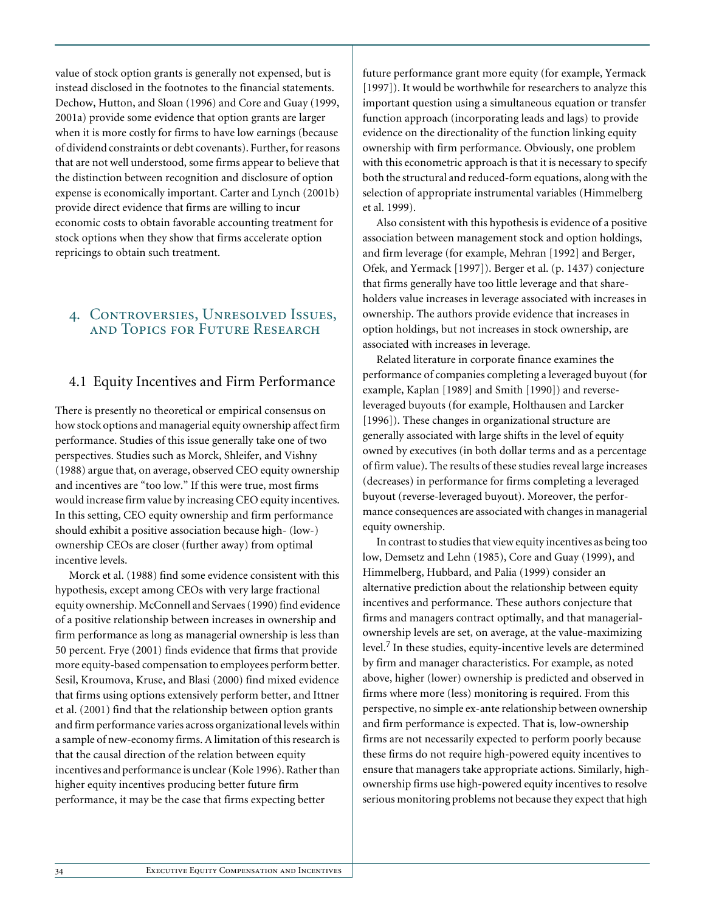value of stock option grants is generally not expensed, but is instead disclosed in the footnotes to the financial statements. Dechow, Hutton, and Sloan (1996) and Core and Guay (1999, 2001a) provide some evidence that option grants are larger when it is more costly for firms to have low earnings (because of dividend constraints or debt covenants). Further, for reasons that are not well understood, some firms appear to believe that the distinction between recognition and disclosure of option expense is economically important. Carter and Lynch (2001b) provide direct evidence that firms are willing to incur economic costs to obtain favorable accounting treatment for stock options when they show that firms accelerate option repricings to obtain such treatment.

## 4. Controversies, Unresolved Issues, and Topics for Future Research

### 4.1 Equity Incentives and Firm Performance

There is presently no theoretical or empirical consensus on how stock options and managerial equity ownership affect firm performance. Studies of this issue generally take one of two perspectives. Studies such as Morck, Shleifer, and Vishny (1988) argue that, on average, observed CEO equity ownership and incentives are "too low." If this were true, most firms would increase firm value by increasing CEO equity incentives. In this setting, CEO equity ownership and firm performance should exhibit a positive association because high- (low-) ownership CEOs are closer (further away) from optimal incentive levels.

Morck et al. (1988) find some evidence consistent with this hypothesis, except among CEOs with very large fractional equity ownership. McConnell and Servaes (1990) find evidence of a positive relationship between increases in ownership and firm performance as long as managerial ownership is less than 50 percent. Frye (2001) finds evidence that firms that provide more equity-based compensation to employees perform better. Sesil, Kroumova, Kruse, and Blasi (2000) find mixed evidence that firms using options extensively perform better, and Ittner et al. (2001) find that the relationship between option grants and firm performance varies across organizational levels within a sample of new-economy firms. A limitation of this research is that the causal direction of the relation between equity incentives and performance is unclear (Kole 1996). Rather than higher equity incentives producing better future firm performance, it may be the case that firms expecting better future performance grant more equity (for example, Yermack [1997]). It would be worthwhile for researchers to analyze this important question using a simultaneous equation or transfer function approach (incorporating leads and lags) to provide evidence on the directionality of the function linking equity ownership with firm performance. Obviously, one problem with this econometric approach is that it is necessary to specify both the structural and reduced-form equations, along with the selection of appropriate instrumental variables (Himmelberg et al. 1999).

Also consistent with this hypothesis is evidence of a positive association between management stock and option holdings, and firm leverage (for example, Mehran [1992] and Berger, Ofek, and Yermack [1997]). Berger et al. (p. 1437) conjecture that firms generally have too little leverage and that shareholders value increases in leverage associated with increases in ownership. The authors provide evidence that increases in option holdings, but not increases in stock ownership, are associated with increases in leverage.

Related literature in corporate finance examines the performance of companies completing a leveraged buyout (for example, Kaplan [1989] and Smith [1990]) and reverse-leveraged buyouts (for example, Holthausen and Larcker [1996]). These changes in organizational structure are generally associated with large shifts in the level of equity owned by executives (in both dollar terms and as a percentage of firm value). The results of these studies reveal large increases (decreases) in performance for firms completing a leveraged buyout (reverse-leveraged buyout). Moreover, the performance consequences are associated with changes in managerial equity ownership.

In contrast to studies that view equity incentives as being too low, Demsetz and Lehn (1985), Core and Guay (1999), and Himmelberg, Hubbard, and Palia (1999) consider an alternative prediction about the relationship between equity incentives and performance. These authors conjecture that firms and managers contract optimally, and that managerial-ownership levels are set, on average, at the value-maximizing level.[7] In these studies, equity-incentive levels are determined by firm and manager characteristics. For example, as noted above, higher (lower) ownership is predicted and observed in firms where more (less) monitoring is required. From this perspective, no simple ex-ante relationship between ownership and firm performance is expected. That is, low-ownership firms are not necessarily expected to perform poorly because these firms do not require high-powered equity incentives to ensure that managers take appropriate actions. Similarly, high-ownership firms use high-powered equity incentives to resolve serious monitoring problems not because they expect that high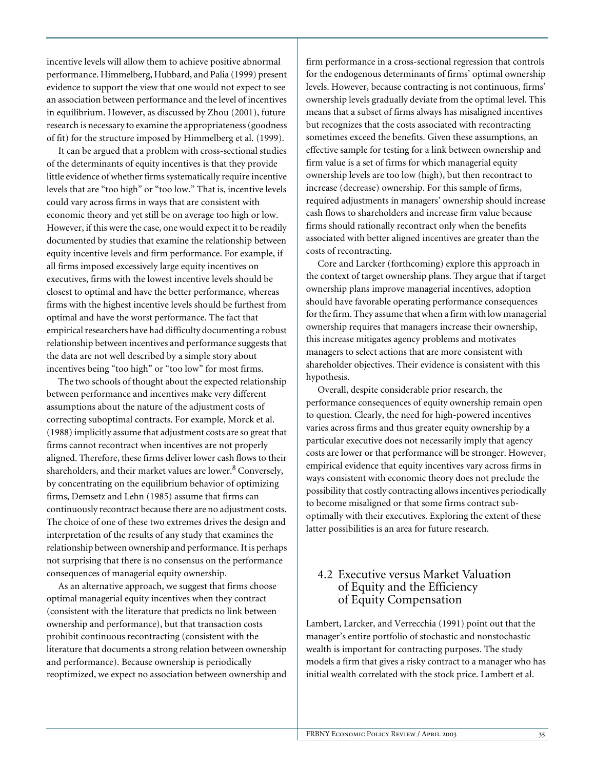incentive levels will allow them to achieve positive abnormal performance. Himmelberg, Hubbard, and Palia (1999) present evidence to support the view that one would not expect to see an association between performance and the level of incentives in equilibrium. However, as discussed by Zhou (2001), future research is necessary to examine the appropriateness (goodness of fit) for the structure imposed by Himmelberg et al. (1999).

It can be argued that a problem with cross-sectional studies of the determinants of equity incentives is that they provide little evidence of whether firms systematically require incentive levels that are "too high" or "too low." That is, incentive levels could vary across firms in ways that are consistent with economic theory and yet still be on average too high or low. However, if this were the case, one would expect it to be readily documented by studies that examine the relationship between equity incentive levels and firm performance. For example, if all firms imposed excessively large equity incentives on executives, firms with the lowest incentive levels should be closest to optimal and have the better performance, whereas firms with the highest incentive levels should be furthest from optimal and have the worst performance. The fact that empirical researchers have had difficulty documenting a robust relationship between incentives and performance suggests that the data are not well described by a simple story about incentives being "too high" or "too low" for most firms.

The two schools of thought about the expected relationship between performance and incentives make very different assumptions about the nature of the adjustment costs of correcting suboptimal contracts. For example, Morck et al. (1988) implicitly assume that adjustment costs are so great that firms cannot recontract when incentives are not properly aligned. Therefore, these firms deliver lower cash flows to their shareholders, and their market values are lower.[8] Conversely, by concentrating on the equilibrium behavior of optimizing firms, Demsetz and Lehn (1985) assume that firms can continuously recontract because there are no adjustment costs. The choice of one of these two extremes drives the design and interpretation of the results of any study that examines the relationship between ownership and performance. It is perhaps not surprising that there is no consensus on the performance consequences of managerial equity ownership.

As an alternative approach, we suggest that firms choose optimal managerial equity incentives when they contract (consistent with the literature that predicts no link between ownership and performance), but that transaction costs prohibit continuous recontracting (consistent with the literature that documents a strong relation between ownership and performance). Because ownership is periodically reoptimized, we expect no association between ownership and firm performance in a cross-sectional regression that controls for the endogenous determinants of firms' optimal ownership levels. However, because contracting is not continuous, firms' ownership levels gradually deviate from the optimal level. This means that a subset of firms always has misaligned incentives but recognizes that the costs associated with recontracting sometimes exceed the benefits. Given these assumptions, an effective sample for testing for a link between ownership and firm value is a set of firms for which managerial equity ownership levels are too low (high), but then recontract to increase (decrease) ownership. For this sample of firms, required adjustments in managers' ownership should increase cash flows to shareholders and increase firm value because firms should rationally recontract only when the benefits associated with better aligned incentives are greater than the costs of recontracting.

Core and Larcker (forthcoming) explore this approach in the context of target ownership plans. They argue that if target ownership plans improve managerial incentives, adoption should have favorable operating performance consequences for the firm. They assume that when a firm with low managerial ownership requires that managers increase their ownership, this increase mitigates agency problems and motivates managers to select actions that are more consistent with shareholder objectives. Their evidence is consistent with this hypothesis.

Overall, despite considerable prior research, the performance consequences of equity ownership remain open to question. Clearly, the need for high-powered incentives varies across firms and thus greater equity ownership by a particular executive does not necessarily imply that agency costs are lower or that performance will be stronger. However, empirical evidence that equity incentives vary across firms in ways consistent with economic theory does not preclude the possibility that costly contracting allows incentives periodically to become misaligned or that some firms contract sub-optimally with their executives. Exploring the extent of these latter possibilities is an area for future research.

## 4.2 Executive versus Market Valuation of Equity and the Efficiency of Equity Compensation

Lambert, Larcker, and Verrecchia (1991) point out that the manager's entire portfolio of stochastic and nonstochastic wealth is important for contracting purposes. The study models a firm that gives a risky contract to a manager who has initial wealth correlated with the stock price. Lambert et al.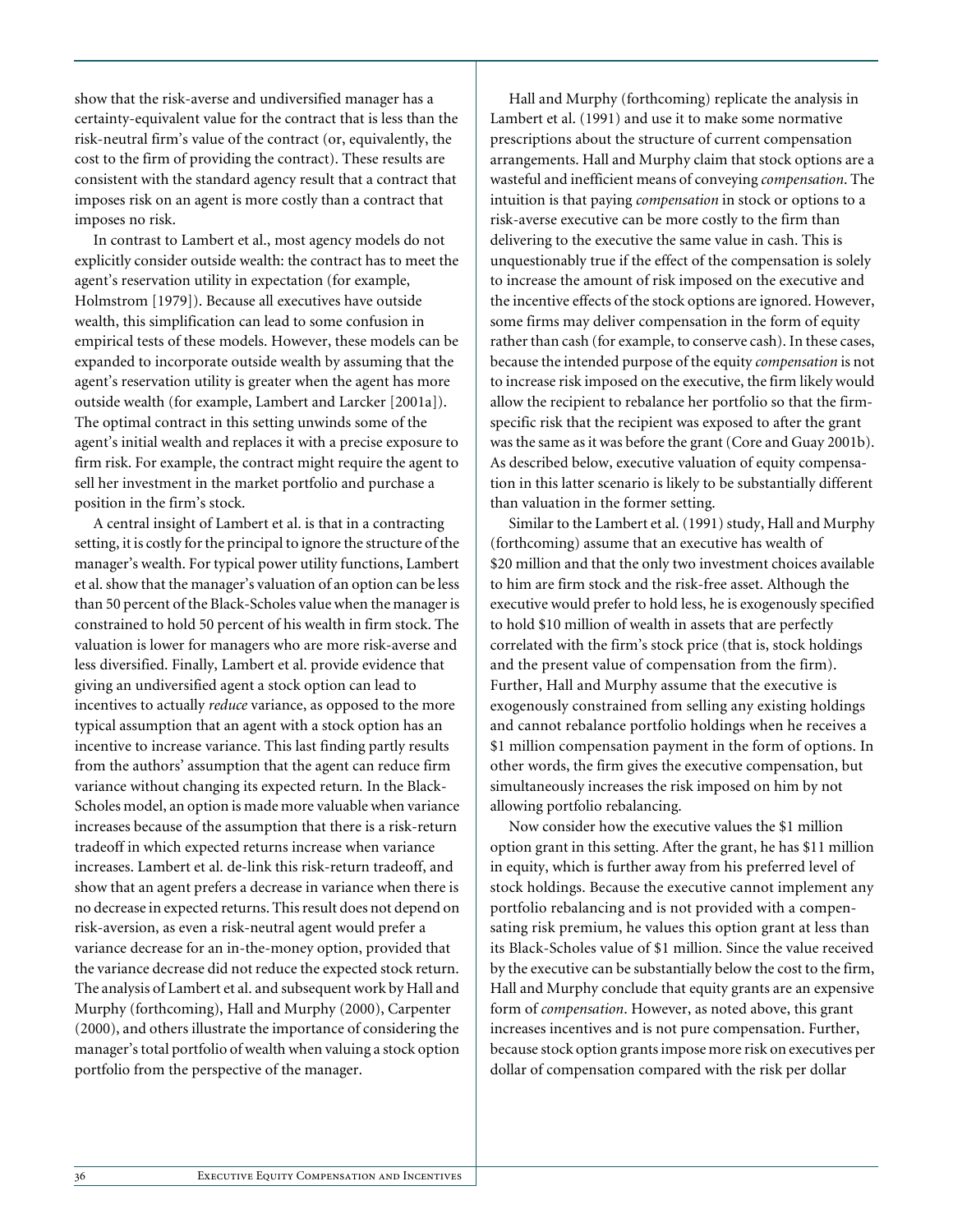show that the risk-averse and undiversified manager has a certainty-equivalent value for the contract that is less than the risk-neutral firm's value of the contract (or, equivalently, the cost to the firm of providing the contract). These results are consistent with the standard agency result that a contract that imposes risk on an agent is more costly than a contract that imposes no risk.

In contrast to Lambert et al., most agency models do not explicitly consider outside wealth: the contract has to meet the agent's reservation utility in expectation (for example, Holmstrom [1979]). Because all executives have outside wealth, this simplification can lead to some confusion in empirical tests of these models. However, these models can be expanded to incorporate outside wealth by assuming that the agent's reservation utility is greater when the agent has more outside wealth (for example, Lambert and Larcker [2001a]). The optimal contract in this setting unwinds some of the agent's initial wealth and replaces it with a precise exposure to firm risk. For example, the contract might require the agent to sell her investment in the market portfolio and purchase a position in the firm's stock.

A central insight of Lambert et al. is that in a contracting setting, it is costly for the principal to ignore the structure of the manager's wealth. For typical power utility functions, Lambert et al. show that the manager's valuation of an option can be less than 50 percent of the Black-Scholes value when the manager is constrained to hold 50 percent of his wealth in firm stock. The valuation is lower for managers who are more risk-averse and less diversified. Finally, Lambert et al. provide evidence that giving an undiversified agent a stock option can lead to incentives to actually *reduce* variance, as opposed to the more typical assumption that an agent with a stock option has an incentive to increase variance. This last finding partly results from the authors' assumption that the agent can reduce firm variance without changing its expected return. In the Black-Scholes model, an option is made more valuable when variance increases because of the assumption that there is a risk-return tradeoff in which expected returns increase when variance increases. Lambert et al. de-link this risk-return tradeoff, and show that an agent prefers a decrease in variance when there is no decrease in expected returns. This result does not depend on risk-aversion, as even a risk-neutral agent would prefer a variance decrease for an in-the-money option, provided that the variance decrease did not reduce the expected stock return. The analysis of Lambert et al. and subsequent work by Hall and Murphy (forthcoming), Hall and Murphy (2000), Carpenter (2000), and others illustrate the importance of considering the manager's total portfolio of wealth when valuing a stock option portfolio from the perspective of the manager.

Hall and Murphy (forthcoming) replicate the analysis in Lambert et al. (1991) and use it to make some normative prescriptions about the structure of current compensation arrangements. Hall and Murphy claim that stock options are a wasteful and inefficient means of conveying *compensation*. The intuition is that paying *compensation* in stock or options to a risk-averse executive can be more costly to the firm than delivering to the executive the same value in cash. This is unquestionably true if the effect of the compensation is solely to increase the amount of risk imposed on the executive and the incentive effects of the stock options are ignored. However, some firms may deliver compensation in the form of equity rather than cash (for example, to conserve cash). In these cases, because the intended purpose of the equity *compensation* is not to increase risk imposed on the executive, the firm likely would allow the recipient to rebalance her portfolio so that the firm-specific risk that the recipient was exposed to after the grant was the same as it was before the grant (Core and Guay 2001b). As described below, executive valuation of equity compensation in this latter scenario is likely to be substantially different than valuation in the former setting.

Similar to the Lambert et al. (1991) study, Hall and Murphy (forthcoming) assume that an executive has wealth of \$20 million and that the only two investment choices available to him are firm stock and the risk-free asset. Although the executive would prefer to hold less, he is exogenously specified to hold \$10 million of wealth in assets that are perfectly correlated with the firm's stock price (that is, stock holdings and the present value of compensation from the firm). Further, Hall and Murphy assume that the executive is exogenously constrained from selling any existing holdings and cannot rebalance portfolio holdings when he receives a \$1 million compensation payment in the form of options. In other words, the firm gives the executive compensation, but simultaneously increases the risk imposed on him by not allowing portfolio rebalancing.

Now consider how the executive values the \$1 million option grant in this setting. After the grant, he has \$11 million in equity, which is further away from his preferred level of stock holdings. Because the executive cannot implement any portfolio rebalancing and is not provided with a compensating risk premium, he values this option grant at less than its Black-Scholes value of \$1 million. Since the value received by the executive can be substantially below the cost to the firm, Hall and Murphy conclude that equity grants are an expensive form of *compensation*. However, as noted above, this grant increases incentives and is not pure compensation. Further, because stock option grants impose more risk on executives per dollar of compensation compared with the risk per dollar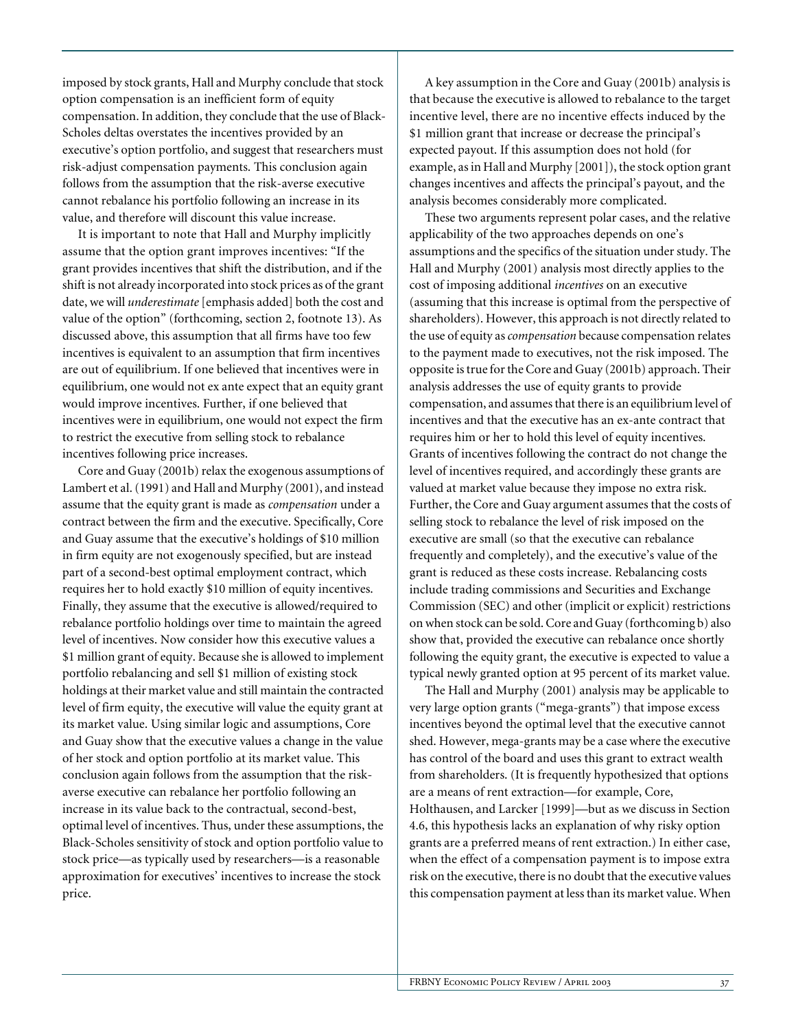imposed by stock grants, Hall and Murphy conclude that stock option compensation is an inefficient form of equity compensation. In addition, they conclude that the use of Black-Scholes deltas overstates the incentives provided by an executive's option portfolio, and suggest that researchers must risk-adjust compensation payments. This conclusion again follows from the assumption that the risk-averse executive cannot rebalance his portfolio following an increase in its value, and therefore will discount this value increase.

It is important to note that Hall and Murphy implicitly assume that the option grant improves incentives: "If the grant provides incentives that shift the distribution, and if the shift is not already incorporated into stock prices as of the grant date, we will *underestimate* [emphasis added] both the cost and value of the option" (forthcoming, section 2, footnote 13). As discussed above, this assumption that all firms have too few incentives is equivalent to an assumption that firm incentives are out of equilibrium. If one believed that incentives were in equilibrium, one would not ex ante expect that an equity grant would improve incentives. Further, if one believed that incentives were in equilibrium, one would not expect the firm to restrict the executive from selling stock to rebalance incentives following price increases.

Core and Guay (2001b) relax the exogenous assumptions of Lambert et al. (1991) and Hall and Murphy (2001), and instead assume that the equity grant is made as *compensation* under a contract between the firm and the executive. Specifically, Core and Guay assume that the executive's holdings of $10 million in firm equity are not exogenously specified, but are instead part of a second-best optimal employment contract, which requires her to hold exactly $10 million of equity incentives. Finally, they assume that the executive is allowed/required to rebalance portfolio holdings over time to maintain the agreed level of incentives. Now consider how this executive values a $1 million grant of equity. Because she is allowed to implement portfolio rebalancing and sell $1 million of existing stock holdings at their market value and still maintain the contracted level of firm equity, the executive will value the equity grant at its market value. Using similar logic and assumptions, Core and Guay show that the executive values a change in the value of her stock and option portfolio at its market value. This conclusion again follows from the assumption that the risk-averse executive can rebalance her portfolio following an increase in its value back to the contractual, second-best, optimal level of incentives. Thus, under these assumptions, the Black-Scholes sensitivity of stock and option portfolio value to stock price—as typically used by researchers—is a reasonable approximation for executives' incentives to increase the stock price.

A key assumption in the Core and Guay (2001b) analysis is that because the executive is allowed to rebalance to the target incentive level, there are no incentive effects induced by the $1 million grant that increase or decrease the principal's expected payout. If this assumption does not hold (for example, as in Hall and Murphy [2001]), the stock option grant changes incentives and affects the principal's payout, and the analysis becomes considerably more complicated.

These two arguments represent polar cases, and the relative applicability of the two approaches depends on one's assumptions and the specifics of the situation under study. The Hall and Murphy (2001) analysis most directly applies to the cost of imposing additional *incentives* on an executive (assuming that this increase is optimal from the perspective of shareholders). However, this approach is not directly related to the use of equity as *compensation* because compensation relates to the payment made to executives, not the risk imposed. The opposite is true for the Core and Guay (2001b) approach. Their analysis addresses the use of equity grants to provide compensation, and assumes that there is an equilibrium level of incentives and that the executive has an ex-ante contract that requires him or her to hold this level of equity incentives. Grants of incentives following the contract do not change the level of incentives required, and accordingly these grants are valued at market value because they impose no extra risk. Further, the Core and Guay argument assumes that the costs of selling stock to rebalance the level of risk imposed on the executive are small (so that the executive can rebalance frequently and completely), and the executive's value of the grant is reduced as these costs increase. Rebalancing costs include trading commissions and Securities and Exchange Commission (SEC) and other (implicit or explicit) restrictions on when stock can be sold. Core and Guay (forthcoming b) also show that, provided the executive can rebalance once shortly following the equity grant, the executive is expected to value a typical newly granted option at 95 percent of its market value.

The Hall and Murphy (2001) analysis may be applicable to very large option grants ("mega-grants") that impose excess incentives beyond the optimal level that the executive cannot shed. However, mega-grants may be a case where the executive has control of the board and uses this grant to extract wealth from shareholders. (It is frequently hypothesized that options are a means of rent extraction—for example, Core, Holthausen, and Larcker [1999]—but as we discuss in Section 4.6, this hypothesis lacks an explanation of why risky option grants are a preferred means of rent extraction.) In either case, when the effect of a compensation payment is to impose extra risk on the executive, there is no doubt that the executive values this compensation payment at less than its market value. When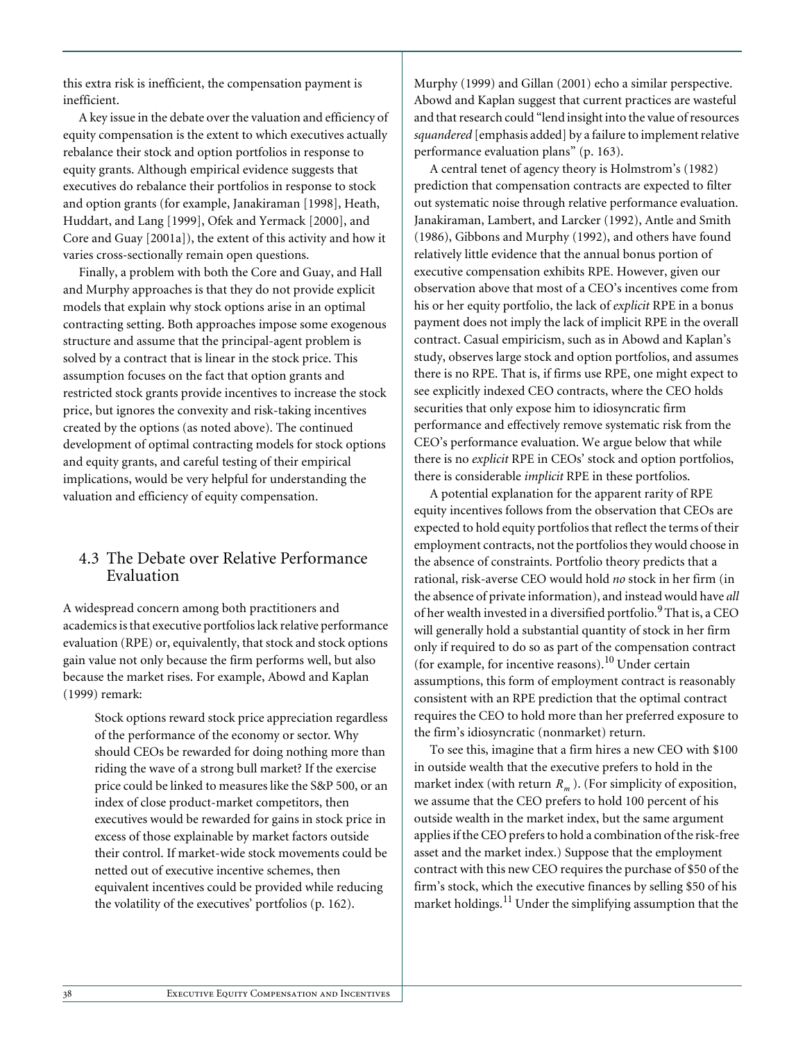this extra risk is inefficient, the compensation payment is inefficient.

A key issue in the debate over the valuation and efficiency of equity compensation is the extent to which executives actually rebalance their stock and option portfolios in response to equity grants. Although empirical evidence suggests that executives do rebalance their portfolios in response to stock and option grants (for example, Janakiraman [1998], Heath, Huddart, and Lang [1999], Ofek and Yermack [2000], and Core and Guay [2001a]), the extent of this activity and how it varies cross-sectionally remain open questions.

Finally, a problem with both the Core and Guay, and Hall and Murphy approaches is that they do not provide explicit models that explain why stock options arise in an optimal contracting setting. Both approaches impose some exogenous structure and assume that the principal-agent problem is solved by a contract that is linear in the stock price. This assumption focuses on the fact that option grants and restricted stock grants provide incentives to increase the stock price, but ignores the convexity and risk-taking incentives created by the options (as noted above). The continued development of optimal contracting models for stock options and equity grants, and careful testing of their empirical implications, would be very helpful for understanding the valuation and efficiency of equity compensation.

## 4.3 The Debate over Relative Performance Evaluation

A widespread concern among both practitioners and academics is that executive portfolios lack relative performance evaluation (RPE) or, equivalently, that stock and stock options gain value not only because the firm performs well, but also because the market rises. For example, Abowd and Kaplan (1999) remark:

> Stock options reward stock price appreciation regardless of the performance of the economy or sector. Why should CEOs be rewarded for doing nothing more than riding the wave of a strong bull market? If the exercise price could be linked to measures like the S&P 500, or an index of close product-market competitors, then executives would be rewarded for gains in stock price in excess of those explainable by market factors outside their control. If market-wide stock movements could be netted out of executive incentive schemes, then equivalent incentives could be provided while reducing the volatility of the executives' portfolios (p. 162).

Murphy (1999) and Gillan (2001) echo a similar perspective. Abowd and Kaplan suggest that current practices are wasteful and that research could "lend insight into the value of resources *squandered* [emphasis added] by a failure to implement relative performance evaluation plans" (p. 163).

A central tenet of agency theory is Holmstrom's (1982) prediction that compensation contracts are expected to filter out systematic noise through relative performance evaluation. Janakiraman, Lambert, and Larcker (1992), Antle and Smith (1986), Gibbons and Murphy (1992), and others have found relatively little evidence that the annual bonus portion of executive compensation exhibits RPE. However, given our observation above that most of a CEO's incentives come from his or her equity portfolio, the lack of *explicit* RPE in a bonus payment does not imply the lack of implicit RPE in the overall contract. Casual empiricism, such as in Abowd and Kaplan's study, observes large stock and option portfolios, and assumes there is no RPE. That is, if firms use RPE, one might expect to see explicitly indexed CEO contracts, where the CEO holds securities that only expose him to idiosyncratic firm performance and effectively remove systematic risk from the CEO's performance evaluation. We argue below that while there is no *explicit* RPE in CEOs' stock and option portfolios, there is considerable *implicit* RPE in these portfolios.

A potential explanation for the apparent rarity of RPE equity incentives follows from the observation that CEOs are expected to hold equity portfolios that reflect the terms of their employment contracts, not the portfolios they would choose in the absence of constraints. Portfolio theory predicts that a rational, risk-averse CEO would hold *no* stock in her firm (in the absence of private information), and instead would have *all* of her wealth invested in a diversified portfolio.[9] That is, a CEO will generally hold a substantial quantity of stock in her firm only if required to do so as part of the compensation contract (for example, for incentive reasons).[10] Under certain assumptions, this form of employment contract is reasonably consistent with an RPE prediction that the optimal contract requires the CEO to hold more than her preferred exposure to the firm's idiosyncratic (nonmarket) return.

To see this, imagine that a firm hires a new CEO with \$100 in outside wealth that the executive prefers to hold in the market index (with return $R_m$). (For simplicity of exposition, we assume that the CEO prefers to hold 100 percent of his outside wealth in the market index, but the same argument applies if the CEO prefers to hold a combination of the risk-free asset and the market index.) Suppose that the employment contract with this new CEO requires the purchase of \$50 of the firm's stock, which the executive finances by selling \$50 of his market holdings.[11] Under the simplifying assumption that the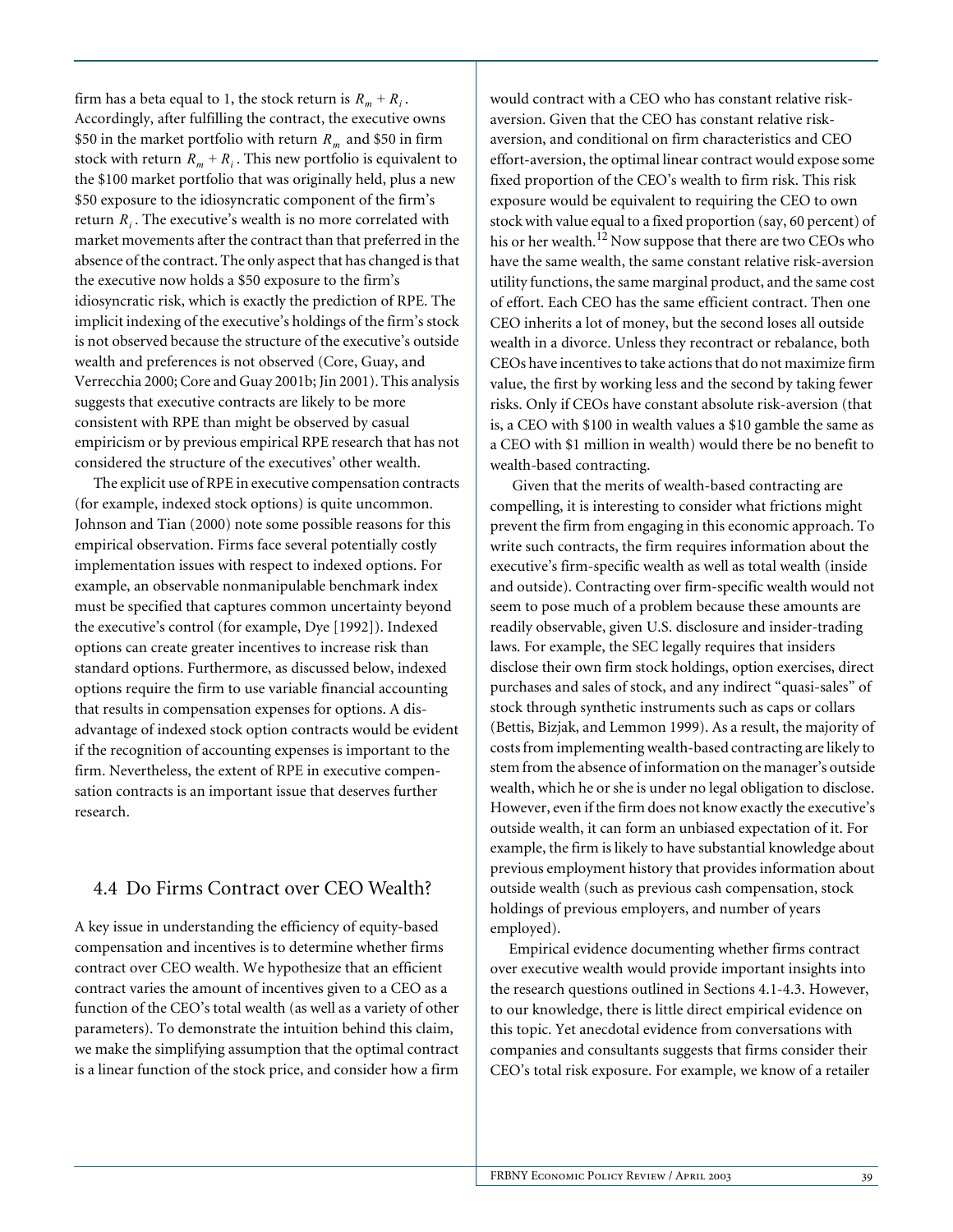firm has a beta equal to 1, the stock return is $R_m + R_i$. Accordingly, after fulfilling the contract, the executive owns \$50 in the market portfolio with return $R_m$ and \$50 in firm stock with return $R_m + R_i$. This new portfolio is equivalent to the \$100 market portfolio that was originally held, plus a new \$50 exposure to the idiosyncratic component of the firm's return $R_i$. The executive's wealth is no more correlated with market movements after the contract than that preferred in the absence of the contract. The only aspect that has changed is that the executive now holds a \$50 exposure to the firm's idiosyncratic risk, which is exactly the prediction of RPE. The implicit indexing of the executive's holdings of the firm's stock is not observed because the structure of the executive's outside wealth and preferences is not observed (Core, Guay, and Verrecchia 2000; Core and Guay 2001b; Jin 2001). This analysis suggests that executive contracts are likely to be more consistent with RPE than might be observed by casual empiricism or by previous empirical RPE research that has not considered the structure of the executives' other wealth.

The explicit use of RPE in executive compensation contracts (for example, indexed stock options) is quite uncommon. Johnson and Tian (2000) note some possible reasons for this empirical observation. Firms face several potentially costly implementation issues with respect to indexed options. For example, an observable nonmanipulable benchmark index must be specified that captures common uncertainty beyond the executive's control (for example, Dye [1992]). Indexed options can create greater incentives to increase risk than standard options. Furthermore, as discussed below, indexed options require the firm to use variable financial accounting that results in compensation expenses for options. A disadvantage of indexed stock option contracts would be evident if the recognition of accounting expenses is important to the firm. Nevertheless, the extent of RPE in executive compensation contracts is an important issue that deserves further research.

## 4.4 Do Firms Contract over CEO Wealth?

A key issue in understanding the efficiency of equity-based compensation and incentives is to determine whether firms contract over CEO wealth. We hypothesize that an efficient contract varies the amount of incentives given to a CEO as a function of the CEO's total wealth (as well as a variety of other parameters). To demonstrate the intuition behind this claim, we make the simplifying assumption that the optimal contract is a linear function of the stock price, and consider how a firm would contract with a CEO who has constant relative risk-aversion. Given that the CEO has constant relative risk-aversion, and conditional on firm characteristics and CEO effort-aversion, the optimal linear contract would expose some fixed proportion of the CEO's wealth to firm risk. This risk exposure would be equivalent to requiring the CEO to own stock with value equal to a fixed proportion (say, 60 percent) of his or her wealth.[12] Now suppose that there are two CEOs who have the same wealth, the same constant relative risk-aversion utility functions, the same marginal product, and the same cost of effort. Each CEO has the same efficient contract. Then one CEO inherits a lot of money, but the second loses all outside wealth in a divorce. Unless they recontract or rebalance, both CEOs have incentives to take actions that do not maximize firm value, the first by working less and the second by taking fewer risks. Only if CEOs have constant absolute risk-aversion (that is, a CEO with \$100 in wealth values a \$10 gamble the same as a CEO with \$1 million in wealth) would there be no benefit to wealth-based contracting.

Given that the merits of wealth-based contracting are compelling, it is interesting to consider what frictions might prevent the firm from engaging in this economic approach. To write such contracts, the firm requires information about the executive's firm-specific wealth as well as total wealth (inside and outside). Contracting over firm-specific wealth would not seem to pose much of a problem because these amounts are readily observable, given U.S. disclosure and insider-trading laws. For example, the SEC legally requires that insiders disclose their own firm stock holdings, option exercises, direct purchases and sales of stock, and any indirect "quasi-sales" of stock through synthetic instruments such as caps or collars (Bettis, Bizjak, and Lemmon 1999). As a result, the majority of costs from implementing wealth-based contracting are likely to stem from the absence of information on the manager's outside wealth, which he or she is under no legal obligation to disclose. However, even if the firm does not know exactly the executive's outside wealth, it can form an unbiased expectation of it. For example, the firm is likely to have substantial knowledge about previous employment history that provides information about outside wealth (such as previous cash compensation, stock holdings of previous employers, and number of years employed).

Empirical evidence documenting whether firms contract over executive wealth would provide important insights into the research questions outlined in Sections 4.1-4.3. However, to our knowledge, there is little direct empirical evidence on this topic. Yet anecdotal evidence from conversations with companies and consultants suggests that firms consider their CEO's total risk exposure. For example, we know of a retailer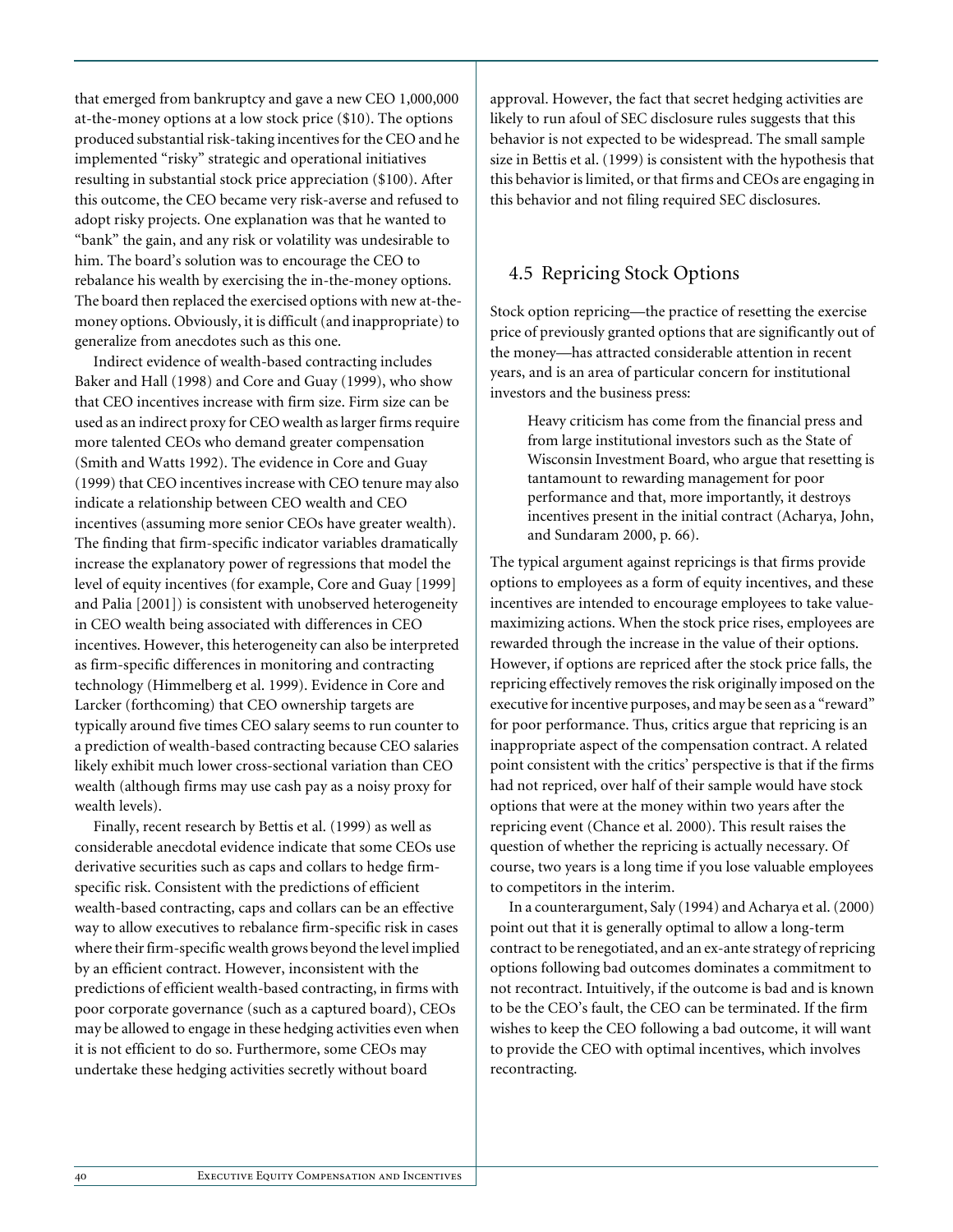that emerged from bankruptcy and gave a new CEO 1,000,000 at-the-money options at a low stock price ($10). The options produced substantial risk-taking incentives for the CEO and he implemented "risky" strategic and operational initiatives resulting in substantial stock price appreciation ($100). After this outcome, the CEO became very risk-averse and refused to adopt risky projects. One explanation was that he wanted to "bank" the gain, and any risk or volatility was undesirable to him. The board's solution was to encourage the CEO to rebalance his wealth by exercising the in-the-money options. The board then replaced the exercised options with new at-the-money options. Obviously, it is difficult (and inappropriate) to generalize from anecdotes such as this one.

Indirect evidence of wealth-based contracting includes Baker and Hall (1998) and Core and Guay (1999), who show that CEO incentives increase with firm size. Firm size can be used as an indirect proxy for CEO wealth as larger firms require more talented CEOs who demand greater compensation (Smith and Watts 1992). The evidence in Core and Guay (1999) that CEO incentives increase with CEO tenure may also indicate a relationship between CEO wealth and CEO incentives (assuming more senior CEOs have greater wealth). The finding that firm-specific indicator variables dramatically increase the explanatory power of regressions that model the level of equity incentives (for example, Core and Guay [1999] and Palia [2001]) is consistent with unobserved heterogeneity in CEO wealth being associated with differences in CEO incentives. However, this heterogeneity can also be interpreted as firm-specific differences in monitoring and contracting technology (Himmelberg et al. 1999). Evidence in Core and Larcker (forthcoming) that CEO ownership targets are typically around five times CEO salary seems to run counter to a prediction of wealth-based contracting because CEO salaries likely exhibit much lower cross-sectional variation than CEO wealth (although firms may use cash pay as a noisy proxy for wealth levels).

Finally, recent research by Bettis et al. (1999) as well as considerable anecdotal evidence indicate that some CEOs use derivative securities such as caps and collars to hedge firm-specific risk. Consistent with the predictions of efficient wealth-based contracting, caps and collars can be an effective way to allow executives to rebalance firm-specific risk in cases where their firm-specific wealth grows beyond the level implied by an efficient contract. However, inconsistent with the predictions of efficient wealth-based contracting, in firms with poor corporate governance (such as a captured board), CEOs may be allowed to engage in these hedging activities even when it is not efficient to do so. Furthermore, some CEOs may undertake these hedging activities secretly without board approval. However, the fact that secret hedging activities are likely to run afoul of SEC disclosure rules suggests that this behavior is not expected to be widespread. The small sample size in Bettis et al. (1999) is consistent with the hypothesis that this behavior is limited, or that firms and CEOs are engaging in this behavior and not filing required SEC disclosures.

## 4.5 Repricing Stock Options

Stock option repricing—the practice of resetting the exercise price of previously granted options that are significantly out of the money—has attracted considerable attention in recent years, and is an area of particular concern for institutional investors and the business press:

> Heavy criticism has come from the financial press and from large institutional investors such as the State of Wisconsin Investment Board, who argue that resetting is tantamount to rewarding management for poor performance and that, more importantly, it destroys incentives present in the initial contract (Acharya, John, and Sundaram 2000, p. 66).

The typical argument against repricings is that firms provide options to employees as a form of equity incentives, and these incentives are intended to encourage employees to take value-maximizing actions. When the stock price rises, employees are rewarded through the increase in the value of their options. However, if options are repriced after the stock price falls, the repricing effectively removes the risk originally imposed on the executive for incentive purposes, and may be seen as a "reward" for poor performance. Thus, critics argue that repricing is an inappropriate aspect of the compensation contract. A related point consistent with the critics' perspective is that if the firms had not repriced, over half of their sample would have stock options that were at the money within two years after the repricing event (Chance et al. 2000). This result raises the question of whether the repricing is actually necessary. Of course, two years is a long time if you lose valuable employees to competitors in the interim.

In a counterargument, Saly (1994) and Acharya et al. (2000) point out that it is generally optimal to allow a long-term contract to be renegotiated, and an ex-ante strategy of repricing options following bad outcomes dominates a commitment to not recontract. Intuitively, if the outcome is bad and is known to be the CEO's fault, the CEO can be terminated. If the firm wishes to keep the CEO following a bad outcome, it will want to provide the CEO with optimal incentives, which involves recontracting.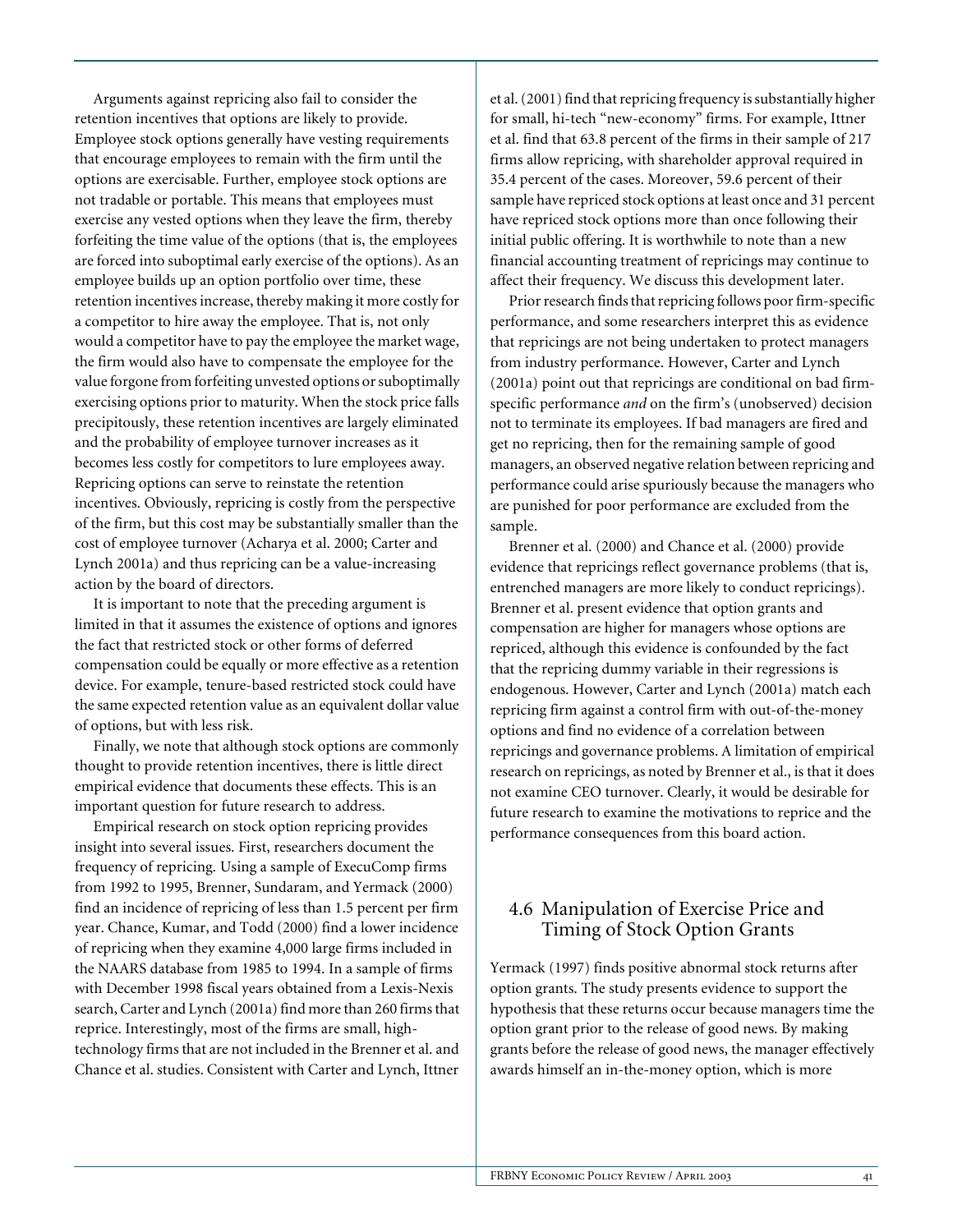Arguments against repricing also fail to consider the retention incentives that options are likely to provide. Employee stock options generally have vesting requirements that encourage employees to remain with the firm until the options are exercisable. Further, employee stock options are not tradable or portable. This means that employees must exercise any vested options when they leave the firm, thereby forfeiting the time value of the options (that is, the employees are forced into suboptimal early exercise of the options). As an employee builds up an option portfolio over time, these retention incentives increase, thereby making it more costly for a competitor to hire away the employee. That is, not only would a competitor have to pay the employee the market wage, the firm would also have to compensate the employee for the value forgone from forfeiting unvested options or suboptimally exercising options prior to maturity. When the stock price falls precipitously, these retention incentives are largely eliminated and the probability of employee turnover increases as it becomes less costly for competitors to lure employees away. Repricing options can serve to reinstate the retention incentives. Obviously, repricing is costly from the perspective of the firm, but this cost may be substantially smaller than the cost of employee turnover (Acharya et al. 2000; Carter and Lynch 2001a) and thus repricing can be a value-increasing action by the board of directors.

It is important to note that the preceding argument is limited in that it assumes the existence of options and ignores the fact that restricted stock or other forms of deferred compensation could be equally or more effective as a retention device. For example, tenure-based restricted stock could have the same expected retention value as an equivalent dollar value of options, but with less risk.

Finally, we note that although stock options are commonly thought to provide retention incentives, there is little direct empirical evidence that documents these effects. This is an important question for future research to address.

Empirical research on stock option repricing provides insight into several issues. First, researchers document the frequency of repricing. Using a sample of ExecuComp firms from 1992 to 1995, Brenner, Sundaram, and Yermack (2000) find an incidence of repricing of less than 1.5 percent per firm year. Chance, Kumar, and Todd (2000) find a lower incidence of repricing when they examine 4,000 large firms included in the NAARS database from 1985 to 1994. In a sample of firms with December 1998 fiscal years obtained from a Lexis-Nexis search, Carter and Lynch (2001a) find more than 260 firms that reprice. Interestingly, most of the firms are small, high-technology firms that are not included in the Brenner et al. and Chance et al. studies. Consistent with Carter and Lynch, Ittner et al. (2001) find that repricing frequency is substantially higher for small, hi-tech "new-economy" firms. For example, Ittner et al. find that 63.8 percent of the firms in their sample of 217 firms allow repricing, with shareholder approval required in 35.4 percent of the cases. Moreover, 59.6 percent of their sample have repriced stock options at least once and 31 percent have repriced stock options more than once following their initial public offering. It is worthwhile to note than a new financial accounting treatment of repricings may continue to affect their frequency. We discuss this development later.

Prior research finds that repricing follows poor firm-specific performance, and some researchers interpret this as evidence that repricings are not being undertaken to protect managers from industry performance. However, Carter and Lynch (2001a) point out that repricings are conditional on bad firm-specific performance *and* on the firm's (unobserved) decision not to terminate its employees. If bad managers are fired and get no repricing, then for the remaining sample of good managers, an observed negative relation between repricing and performance could arise spuriously because the managers who are punished for poor performance are excluded from the sample.

Brenner et al. (2000) and Chance et al. (2000) provide evidence that repricings reflect governance problems (that is, entrenched managers are more likely to conduct repricings). Brenner et al. present evidence that option grants and compensation are higher for managers whose options are repriced, although this evidence is confounded by the fact that the repricing dummy variable in their regressions is endogenous. However, Carter and Lynch (2001a) match each repricing firm against a control firm with out-of-the-money options and find no evidence of a correlation between repricings and governance problems. A limitation of empirical research on repricings, as noted by Brenner et al., is that it does not examine CEO turnover. Clearly, it would be desirable for future research to examine the motivations to reprice and the performance consequences from this board action.

## 4.6 Manipulation of Exercise Price and Timing of Stock Option Grants

Yermack (1997) finds positive abnormal stock returns after option grants. The study presents evidence to support the hypothesis that these returns occur because managers time the option grant prior to the release of good news. By making grants before the release of good news, the manager effectively awards himself an in-the-money option, which is more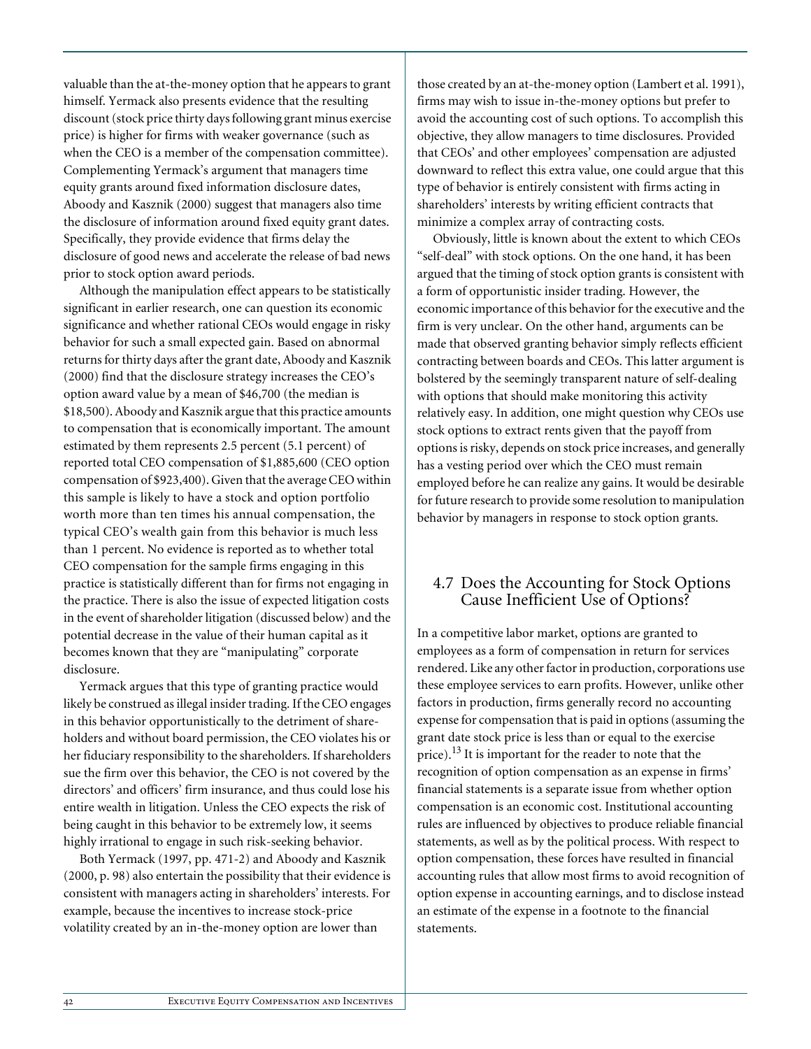valuable than the at-the-money option that he appears to grant himself. Yermack also presents evidence that the resulting discount (stock price thirty days following grant minus exercise price) is higher for firms with weaker governance (such as when the CEO is a member of the compensation committee). Complementing Yermack's argument that managers time equity grants around fixed information disclosure dates, Aboody and Kasznik (2000) suggest that managers also time the disclosure of information around fixed equity grant dates. Specifically, they provide evidence that firms delay the disclosure of good news and accelerate the release of bad news prior to stock option award periods.

Although the manipulation effect appears to be statistically significant in earlier research, one can question its economic significance and whether rational CEOs would engage in risky behavior for such a small expected gain. Based on abnormal returns for thirty days after the grant date, Aboody and Kasznik (2000) find that the disclosure strategy increases the CEO's option award value by a mean of $46,700 (the median is $18,500). Aboody and Kasznik argue that this practice amounts to compensation that is economically important. The amount estimated by them represents 2.5 percent (5.1 percent) of reported total CEO compensation of $1,885,600 (CEO option compensation of $923,400). Given that the average CEO within this sample is likely to have a stock and option portfolio worth more than ten times his annual compensation, the typical CEO's wealth gain from this behavior is much less than 1 percent. No evidence is reported as to whether total CEO compensation for the sample firms engaging in this practice is statistically different than for firms not engaging in the practice. There is also the issue of expected litigation costs in the event of shareholder litigation (discussed below) and the potential decrease in the value of their human capital as it becomes known that they are "manipulating" corporate disclosure.

Yermack argues that this type of granting practice would likely be construed as illegal insider trading. If the CEO engages in this behavior opportunistically to the detriment of shareholders and without board permission, the CEO violates his or her fiduciary responsibility to the shareholders. If shareholders sue the firm over this behavior, the CEO is not covered by the directors' and officers' firm insurance, and thus could lose his entire wealth in litigation. Unless the CEO expects the risk of being caught in this behavior to be extremely low, it seems highly irrational to engage in such risk-seeking behavior.

Both Yermack (1997, pp. 471-2) and Aboody and Kasznik (2000, p. 98) also entertain the possibility that their evidence is consistent with managers acting in shareholders' interests. For example, because the incentives to increase stock-price volatility created by an in-the-money option are lower than those created by an at-the-money option (Lambert et al. 1991), firms may wish to issue in-the-money options but prefer to avoid the accounting cost of such options. To accomplish this objective, they allow managers to time disclosures. Provided that CEOs' and other employees' compensation are adjusted downward to reflect this extra value, one could argue that this type of behavior is entirely consistent with firms acting in shareholders' interests by writing efficient contracts that minimize a complex array of contracting costs.

Obviously, little is known about the extent to which CEOs "self-deal" with stock options. On the one hand, it has been argued that the timing of stock option grants is consistent with a form of opportunistic insider trading. However, the economic importance of this behavior for the executive and the firm is very unclear. On the other hand, arguments can be made that observed granting behavior simply reflects efficient contracting between boards and CEOs. This latter argument is bolstered by the seemingly transparent nature of self-dealing with options that should make monitoring this activity relatively easy. In addition, one might question why CEOs use stock options to extract rents given that the payoff from options is risky, depends on stock price increases, and generally has a vesting period over which the CEO must remain employed before he can realize any gains. It would be desirable for future research to provide some resolution to manipulation behavior by managers in response to stock option grants.

## 4.7 Does the Accounting for Stock Options Cause Inefficient Use of Options?

In a competitive labor market, options are granted to employees as a form of compensation in return for services rendered. Like any other factor in production, corporations use these employee services to earn profits. However, unlike other factors in production, firms generally record no accounting expense for compensation that is paid in options (assuming the grant date stock price is less than or equal to the exercise price).[13] It is important for the reader to note that the recognition of option compensation as an expense in firms' financial statements is a separate issue from whether option compensation is an economic cost. Institutional accounting rules are influenced by objectives to produce reliable financial statements, as well as by the political process. With respect to option compensation, these forces have resulted in financial accounting rules that allow most firms to avoid recognition of option expense in accounting earnings, and to disclose instead an estimate of the expense in a footnote to the financial statements.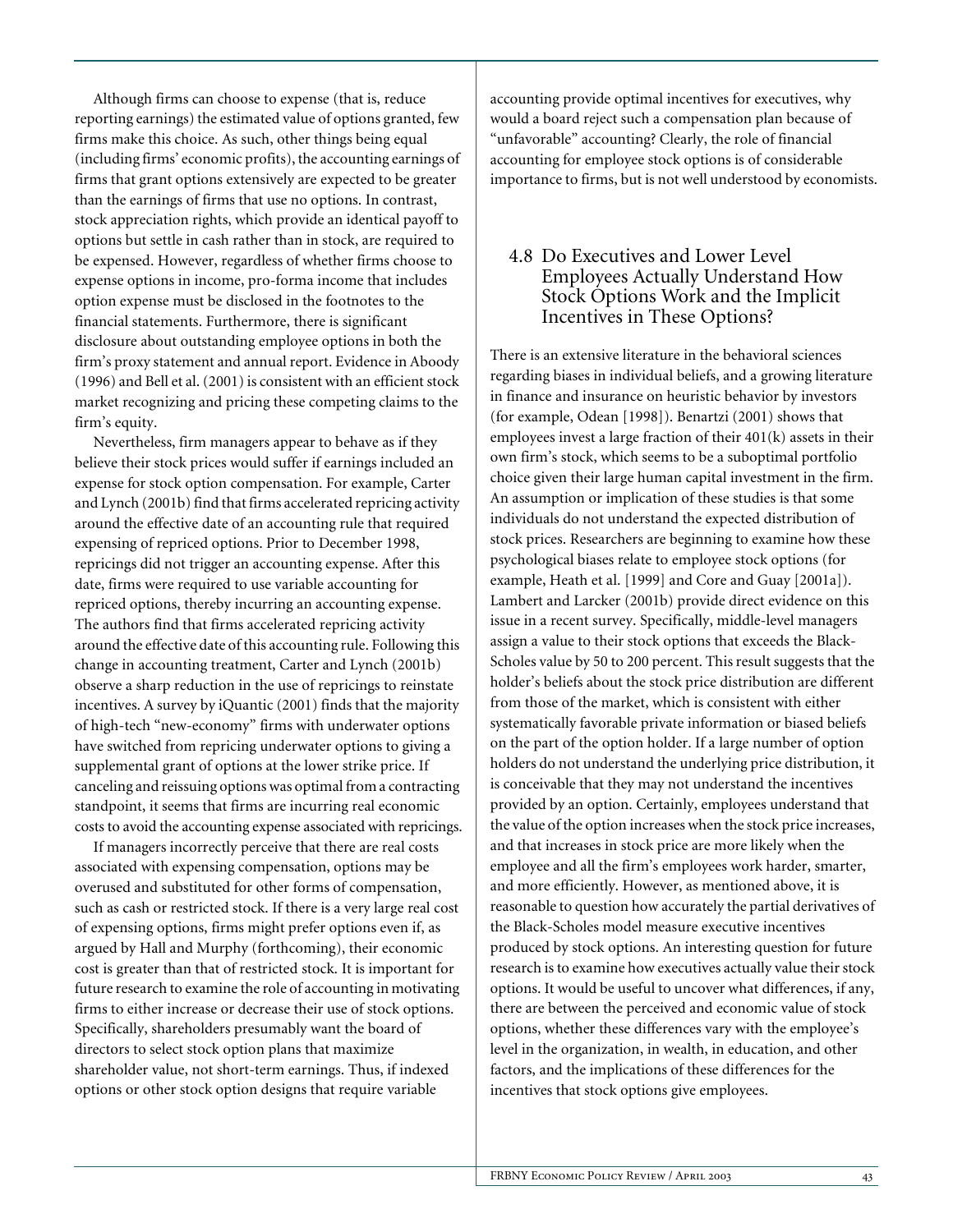Although firms can choose to expense (that is, reduce reporting earnings) the estimated value of options granted, few firms make this choice. As such, other things being equal (including firms' economic profits), the accounting earnings of firms that grant options extensively are expected to be greater than the earnings of firms that use no options. In contrast, stock appreciation rights, which provide an identical payoff to options but settle in cash rather than in stock, are required to be expensed. However, regardless of whether firms choose to expense options in income, pro-forma income that includes option expense must be disclosed in the footnotes to the financial statements. Furthermore, there is significant disclosure about outstanding employee options in both the firm's proxy statement and annual report. Evidence in Aboody (1996) and Bell et al. (2001) is consistent with an efficient stock market recognizing and pricing these competing claims to the firm's equity.

Nevertheless, firm managers appear to behave as if they believe their stock prices would suffer if earnings included an expense for stock option compensation. For example, Carter and Lynch (2001b) find that firms accelerated repricing activity around the effective date of an accounting rule that required expensing of repriced options. Prior to December 1998, repricings did not trigger an accounting expense. After this date, firms were required to use variable accounting for repriced options, thereby incurring an accounting expense. The authors find that firms accelerated repricing activity around the effective date of this accounting rule. Following this change in accounting treatment, Carter and Lynch (2001b) observe a sharp reduction in the use of repricings to reinstate incentives. A survey by iQuantic (2001) finds that the majority of high-tech "new-economy" firms with underwater options have switched from repricing underwater options to giving a supplemental grant of options at the lower strike price. If canceling and reissuing options was optimal from a contracting standpoint, it seems that firms are incurring real economic costs to avoid the accounting expense associated with repricings.

If managers incorrectly perceive that there are real costs associated with expensing compensation, options may be overused and substituted for other forms of compensation, such as cash or restricted stock. If there is a very large real cost of expensing options, firms might prefer options even if, as argued by Hall and Murphy (forthcoming), their economic cost is greater than that of restricted stock. It is important for future research to examine the role of accounting in motivating firms to either increase or decrease their use of stock options. Specifically, shareholders presumably want the board of directors to select stock option plans that maximize shareholder value, not short-term earnings. Thus, if indexed options or other stock option designs that require variable accounting provide optimal incentives for executives, why would a board reject such a compensation plan because of "unfavorable" accounting? Clearly, the role of financial accounting for employee stock options is of considerable importance to firms, but is not well understood by economists.

### 4.8 Do Executives and Lower Level Employees Actually Understand How Stock Options Work and the Implicit Incentives in These Options?

There is an extensive literature in the behavioral sciences regarding biases in individual beliefs, and a growing literature in finance and insurance on heuristic behavior by investors (for example, Odean [1998]). Benartzi (2001) shows that employees invest a large fraction of their 401(k) assets in their own firm's stock, which seems to be a suboptimal portfolio choice given their large human capital investment in the firm. An assumption or implication of these studies is that some individuals do not understand the expected distribution of stock prices. Researchers are beginning to examine how these psychological biases relate to employee stock options (for example, Heath et al. [1999] and Core and Guay [2001a]). Lambert and Larcker (2001b) provide direct evidence on this issue in a recent survey. Specifically, middle-level managers assign a value to their stock options that exceeds the Black-Scholes value by 50 to 200 percent. This result suggests that the holder's beliefs about the stock price distribution are different from those of the market, which is consistent with either systematically favorable private information or biased beliefs on the part of the option holder. If a large number of option holders do not understand the underlying price distribution, it is conceivable that they may not understand the incentives provided by an option. Certainly, employees understand that the value of the option increases when the stock price increases, and that increases in stock price are more likely when the employee and all the firm's employees work harder, smarter, and more efficiently. However, as mentioned above, it is reasonable to question how accurately the partial derivatives of the Black-Scholes model measure executive incentives produced by stock options. An interesting question for future research is to examine how executives actually value their stock options. It would be useful to uncover what differences, if any, there are between the perceived and economic value of stock options, whether these differences vary with the employee's level in the organization, in wealth, in education, and other factors, and the implications of these differences for the incentives that stock options give employees.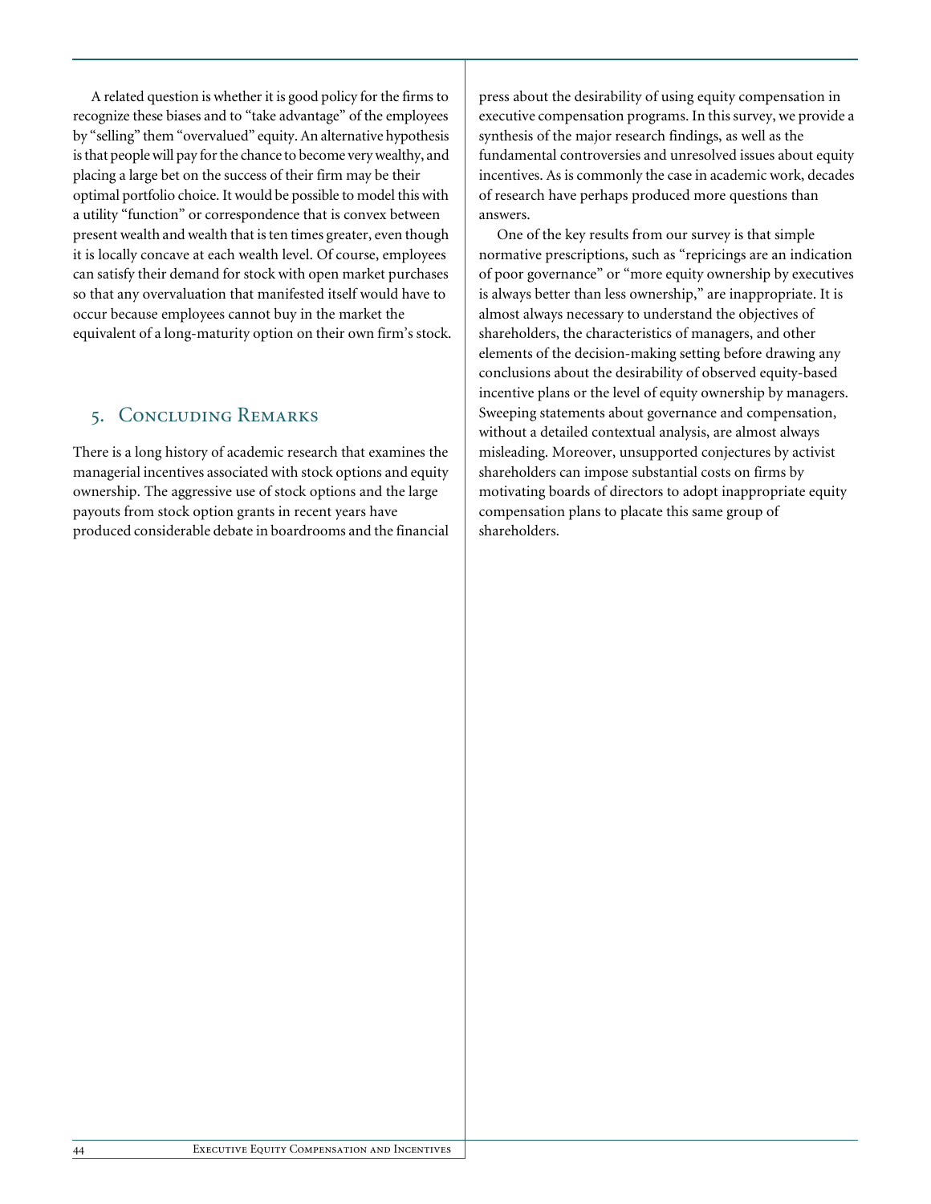A related question is whether it is good policy for the firms to recognize these biases and to "take advantage" of the employees by "selling" them "overvalued" equity. An alternative hypothesis is that people will pay for the chance to become very wealthy, and placing a large bet on the success of their firm may be their optimal portfolio choice. It would be possible to model this with a utility "function" or correspondence that is convex between present wealth and wealth that is ten times greater, even though it is locally concave at each wealth level. Of course, employees can satisfy their demand for stock with open market purchases so that any overvaluation that manifested itself would have to occur because employees cannot buy in the market the equivalent of a long-maturity option on their own firm's stock.

## 5. Concluding Remarks

There is a long history of academic research that examines the managerial incentives associated with stock options and equity ownership. The aggressive use of stock options and the large payouts from stock option grants in recent years have produced considerable debate in boardrooms and the financial press about the desirability of using equity compensation in executive compensation programs. In this survey, we provide a synthesis of the major research findings, as well as the fundamental controversies and unresolved issues about equity incentives. As is commonly the case in academic work, decades of research have perhaps produced more questions than answers.

One of the key results from our survey is that simple normative prescriptions, such as "repricings are an indication of poor governance" or "more equity ownership by executives is always better than less ownership," are inappropriate. It is almost always necessary to understand the objectives of shareholders, the characteristics of managers, and other elements of the decision-making setting before drawing any conclusions about the desirability of observed equity-based incentive plans or the level of equity ownership by managers. Sweeping statements about governance and compensation, without a detailed contextual analysis, are almost always misleading. Moreover, unsupported conjectures by activist shareholders can impose substantial costs on firms by motivating boards of directors to adopt inappropriate equity compensation plans to placate this same group of shareholders.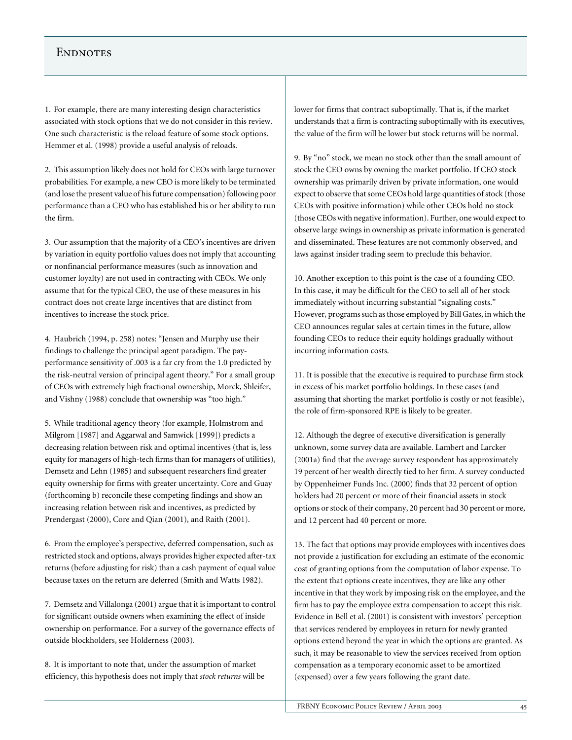# Endnotes

1. For example, there are many interesting design characteristics associated with stock options that we do not consider in this review. One such characteristic is the reload feature of some stock options. Hemmer et al. (1998) provide a useful analysis of reloads.

2. This assumption likely does not hold for CEOs with large turnover probabilities. For example, a new CEO is more likely to be terminated (and lose the present value of his future compensation) following poor performance than a CEO who has established his or her ability to run the firm.

3. Our assumption that the majority of a CEO's incentives are driven by variation in equity portfolio values does not imply that accounting or nonfinancial performance measures (such as innovation and customer loyalty) are not used in contracting with CEOs. We only assume that for the typical CEO, the use of these measures in his contract does not create large incentives that are distinct from incentives to increase the stock price.

4. Haubrich (1994, p. 258) notes: "Jensen and Murphy use their findings to challenge the principal agent paradigm. The pay-performance sensitivity of .003 is a far cry from the 1.0 predicted by the risk-neutral version of principal agent theory." For a small group of CEOs with extremely high fractional ownership, Morck, Shleifer, and Vishny (1988) conclude that ownership was "too high."

5. While traditional agency theory (for example, Holmstrom and Milgrom [1987] and Aggarwal and Samwick [1999]) predicts a decreasing relation between risk and optimal incentives (that is, less equity for managers of high-tech firms than for managers of utilities), Demsetz and Lehn (1985) and subsequent researchers find greater equity ownership for firms with greater uncertainty. Core and Guay (forthcoming b) reconcile these competing findings and show an increasing relation between risk and incentives, as predicted by Prendergast (2000), Core and Qian (2001), and Raith (2001).

6. From the employee's perspective, deferred compensation, such as restricted stock and options, always provides higher expected after-tax returns (before adjusting for risk) than a cash payment of equal value because taxes on the return are deferred (Smith and Watts 1982).

7. Demsetz and Villalonga (2001) argue that it is important to control for significant outside owners when examining the effect of inside ownership on performance. For a survey of the governance effects of outside blockholders, see Holderness (2003).

8. It is important to note that, under the assumption of market efficiency, this hypothesis does not imply that *stock returns* will be lower for firms that contract suboptimally. That is, if the market understands that a firm is contracting suboptimally with its executives, the value of the firm will be lower but stock returns will be normal.

9. By "no" stock, we mean no stock other than the small amount of stock the CEO owns by owning the market portfolio. If CEO stock ownership was primarily driven by private information, one would expect to observe that some CEOs hold large quantities of stock (those CEOs with positive information) while other CEOs hold no stock (those CEOs with negative information). Further, one would expect to observe large swings in ownership as private information is generated and disseminated. These features are not commonly observed, and laws against insider trading seem to preclude this behavior.

10. Another exception to this point is the case of a founding CEO. In this case, it may be difficult for the CEO to sell all of her stock immediately without incurring substantial "signaling costs." However, programs such as those employed by Bill Gates, in which the CEO announces regular sales at certain times in the future, allow founding CEOs to reduce their equity holdings gradually without incurring information costs.

11. It is possible that the executive is required to purchase firm stock in excess of his market portfolio holdings. In these cases (and assuming that shorting the market portfolio is costly or not feasible), the role of firm-sponsored RPE is likely to be greater.

12. Although the degree of executive diversification is generally unknown, some survey data are available. Lambert and Larcker (2001a) find that the average survey respondent has approximately 19 percent of her wealth directly tied to her firm. A survey conducted by Oppenheimer Funds Inc. (2000) finds that 32 percent of option holders had 20 percent or more of their financial assets in stock options or stock of their company, 20 percent had 30 percent or more, and 12 percent had 40 percent or more.

13. The fact that options may provide employees with incentives does not provide a justification for excluding an estimate of the economic cost of granting options from the computation of labor expense. To the extent that options create incentives, they are like any other incentive in that they work by imposing risk on the employee, and the firm has to pay the employee extra compensation to accept this risk. Evidence in Bell et al. (2001) is consistent with investors' perception that services rendered by employees in return for newly granted options extend beyond the year in which the options are granted. As such, it may be reasonable to view the services received from option compensation as a temporary economic asset to be amortized (expensed) over a few years following the grant date.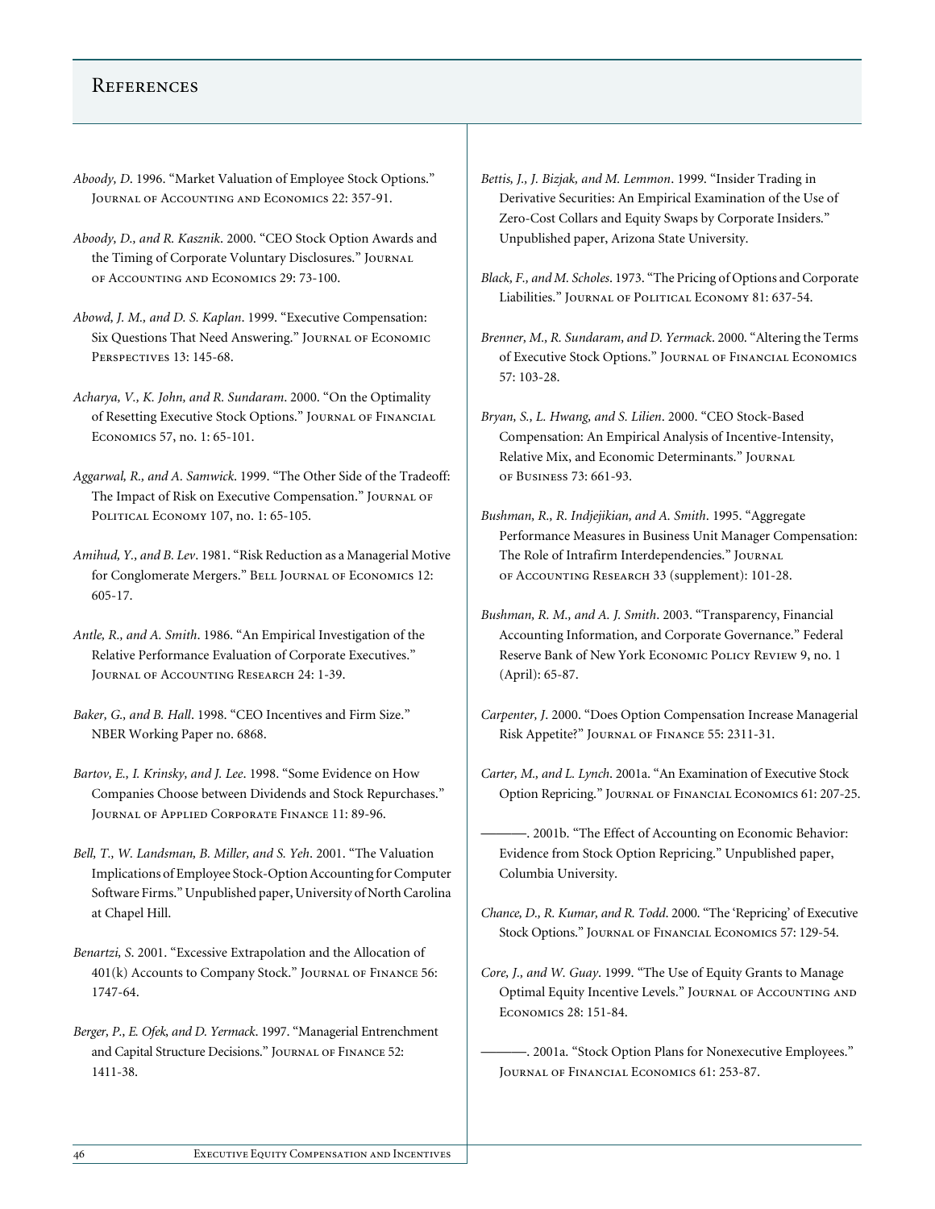## References

*Aboody, D.* 1996. "Market Valuation of Employee Stock Options." Journal of Accounting and Economics 22: 357-91.

*Aboody, D., and R. Kasznik*. 2000. "CEO Stock Option Awards and the Timing of Corporate Voluntary Disclosures." Journal of Accounting and Economics 29: 73-100.

*Abowd, J. M., and D. S. Kaplan*. 1999. "Executive Compensation: Six Questions That Need Answering." Journal of Economic Perspectives 13: 145-68.

*Acharya, V., K. John, and R. Sundaram*. 2000. "On the Optimality of Resetting Executive Stock Options." Journal of Financial Economics 57, no. 1: 65-101.

*Aggarwal, R., and A. Samwick*. 1999. "The Other Side of the Tradeoff: The Impact of Risk on Executive Compensation." Journal of Political Economy 107, no. 1: 65-105.

*Amihud, Y., and B. Lev*. 1981. "Risk Reduction as a Managerial Motive for Conglomerate Mergers." Bell Journal of Economics 12: 605-17.

*Antle, R., and A. Smith*. 1986. "An Empirical Investigation of the Relative Performance Evaluation of Corporate Executives." Journal of Accounting Research 24: 1-39.

*Baker, G., and B. Hall*. 1998. "CEO Incentives and Firm Size." NBER Working Paper no. 6868.

*Bartov, E., I. Krinsky, and J. Lee*. 1998. "Some Evidence on How Companies Choose between Dividends and Stock Repurchases." Journal of Applied Corporate Finance 11: 89-96.

*Bell, T., W. Landsman, B. Miller, and S. Yeh*. 2001. "The Valuation Implications of Employee Stock-Option Accounting for Computer Software Firms." Unpublished paper, University of North Carolina at Chapel Hill.

*Benartzi, S.* 2001. "Excessive Extrapolation and the Allocation of 401(k) Accounts to Company Stock." Journal of Finance 56: 1747-64.

*Berger, P., E. Ofek, and D. Yermack*. 1997. "Managerial Entrenchment and Capital Structure Decisions." Journal of Finance 52: 1411-38.

*Bettis, J., J. Bizjak, and M. Lemmon*. 1999. "Insider Trading in Derivative Securities: An Empirical Examination of the Use of Zero-Cost Collars and Equity Swaps by Corporate Insiders." Unpublished paper, Arizona State University.

*Black, F., and M. Scholes*. 1973. "The Pricing of Options and Corporate Liabilities." Journal of Political Economy 81: 637-54.

*Brenner, M., R. Sundaram, and D. Yermack*. 2000. "Altering the Terms of Executive Stock Options." Journal of Financial Economics 57: 103-28.

*Bryan, S., L. Hwang, and S. Lilien*. 2000. "CEO Stock-Based Compensation: An Empirical Analysis of Incentive-Intensity, Relative Mix, and Economic Determinants." Journal of Business 73: 661-93.

*Bushman, R., R. Indjejikian, and A. Smith*. 1995. "Aggregate Performance Measures in Business Unit Manager Compensation: The Role of Intrafirm Interdependencies." Journal of Accounting Research 33 (supplement): 101-28.

*Bushman, R. M., and A. J. Smith*. 2003. "Transparency, Financial Accounting Information, and Corporate Governance." Federal Reserve Bank of New York Economic Policy Review 9, no. 1 (April): 65-87.

*Carpenter, J.* 2000. "Does Option Compensation Increase Managerial Risk Appetite?" Journal of Finance 55: 2311-31.

*Carter, M., and L. Lynch*. 2001a. "An Examination of Executive Stock Option Repricing." Journal of Financial Economics 61: 207-25.

———. 2001b. "The Effect of Accounting on Economic Behavior: Evidence from Stock Option Repricing." Unpublished paper, Columbia University.

*Chance, D., R. Kumar, and R. Todd*. 2000. "The 'Repricing' of Executive Stock Options." Journal of Financial Economics 57: 129-54.

*Core, J., and W. Guay*. 1999. "The Use of Equity Grants to Manage Optimal Equity Incentive Levels." Journal of Accounting and Economics 28: 151-84.

———. 2001a. "Stock Option Plans for Nonexecutive Employees." Journal of Financial Economics 61: 253-87.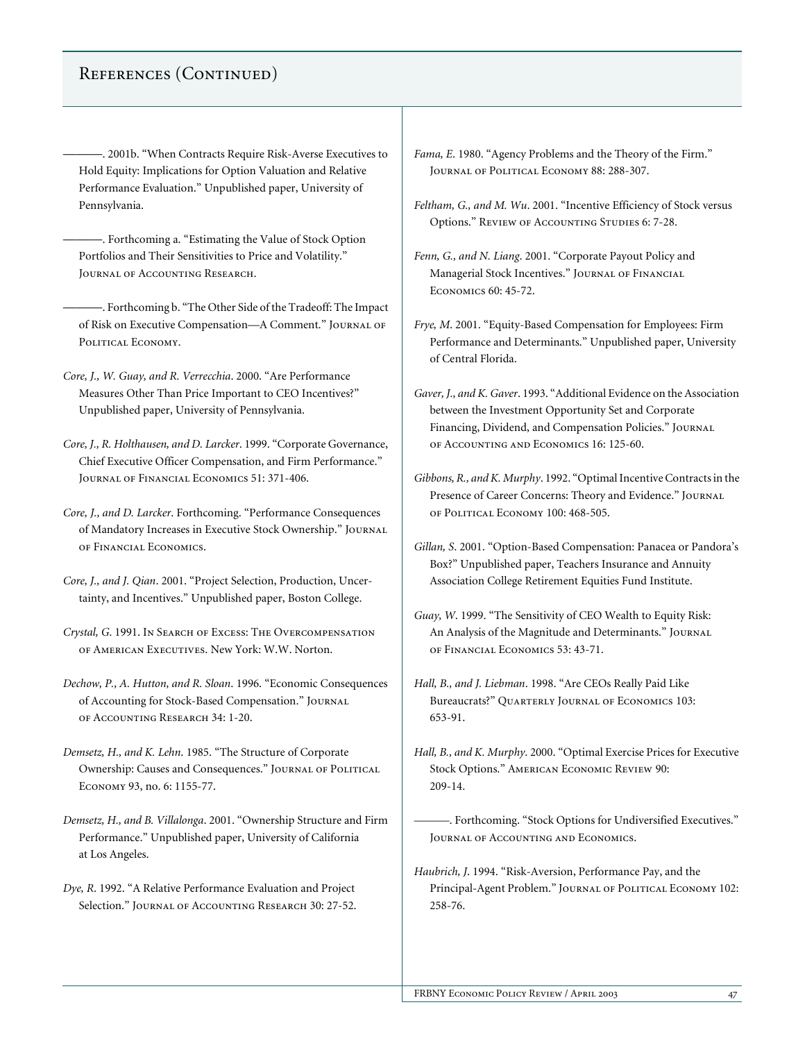## References (Continued)

———. 2001b. "When Contracts Require Risk-Averse Executives to Hold Equity: Implications for Option Valuation and Relative Performance Evaluation." Unpublished paper, University of Pennsylvania.

———. Forthcoming a. "Estimating the Value of Stock Option Portfolios and Their Sensitivities to Price and Volatility." Journal of Accounting Research.

———. Forthcoming b. "The Other Side of the Tradeoff: The Impact of Risk on Executive Compensation—A Comment." Journal of Political Economy.

*Core, J., W. Guay, and R. Verrecchia*. 2000. "Are Performance Measures Other Than Price Important to CEO Incentives?" Unpublished paper, University of Pennsylvania.

*Core, J., R. Holthausen, and D. Larcker*. 1999. "Corporate Governance, Chief Executive Officer Compensation, and Firm Performance." Journal of Financial Economics 51: 371-406.

*Core, J., and D. Larcker*. Forthcoming. "Performance Consequences of Mandatory Increases in Executive Stock Ownership." Journal of Financial Economics.

*Core, J., and J. Qian*. 2001. "Project Selection, Production, Uncertainty, and Incentives." Unpublished paper, Boston College.

*Crystal, G.* 1991. In Search of Excess: The Overcompensation of American Executives. New York: W.W. Norton.

*Dechow, P., A. Hutton, and R. Sloan*. 1996. "Economic Consequences of Accounting for Stock-Based Compensation." Journal of Accounting Research 34: 1-20.

*Demsetz, H., and K. Lehn*. 1985. "The Structure of Corporate Ownership: Causes and Consequences." Journal of Political Economy 93, no. 6: 1155-77.

*Demsetz, H., and B. Villalonga*. 2001. "Ownership Structure and Firm Performance." Unpublished paper, University of California at Los Angeles.

*Dye, R.* 1992. "A Relative Performance Evaluation and Project Selection." Journal of Accounting Research 30: 27-52.

*Fama, E.* 1980. "Agency Problems and the Theory of the Firm." Journal of Political Economy 88: 288-307.

*Feltham, G., and M. Wu*. 2001. "Incentive Efficiency of Stock versus Options." Review of Accounting Studies 6: 7-28.

*Fenn, G., and N. Liang*. 2001. "Corporate Payout Policy and Managerial Stock Incentives." Journal of Financial Economics 60: 45-72.

*Frye, M.* 2001. "Equity-Based Compensation for Employees: Firm Performance and Determinants." Unpublished paper, University of Central Florida.

*Gaver, J., and K. Gaver*. 1993. "Additional Evidence on the Association between the Investment Opportunity Set and Corporate Financing, Dividend, and Compensation Policies." Journal of Accounting and Economics 16: 125-60.

*Gibbons, R., and K. Murphy*. 1992. "Optimal Incentive Contracts in the Presence of Career Concerns: Theory and Evidence." Journal of Political Economy 100: 468-505.

*Gillan, S.* 2001. "Option-Based Compensation: Panacea or Pandora's Box?" Unpublished paper, Teachers Insurance and Annuity Association College Retirement Equities Fund Institute.

*Guay, W.* 1999. "The Sensitivity of CEO Wealth to Equity Risk: An Analysis of the Magnitude and Determinants." Journal of Financial Economics 53: 43-71.

*Hall, B., and J. Liebman*. 1998. "Are CEOs Really Paid Like Bureaucrats?" Quarterly Journal of Economics 103: 653-91.

*Hall, B., and K. Murphy*. 2000. "Optimal Exercise Prices for Executive Stock Options." American Economic Review 90: 209-14.

———. Forthcoming. "Stock Options for Undiversified Executives." Journal of Accounting and Economics.

*Haubrich, J.* 1994. "Risk-Aversion, Performance Pay, and the Principal-Agent Problem." Journal of Political Economy 102: 258-76.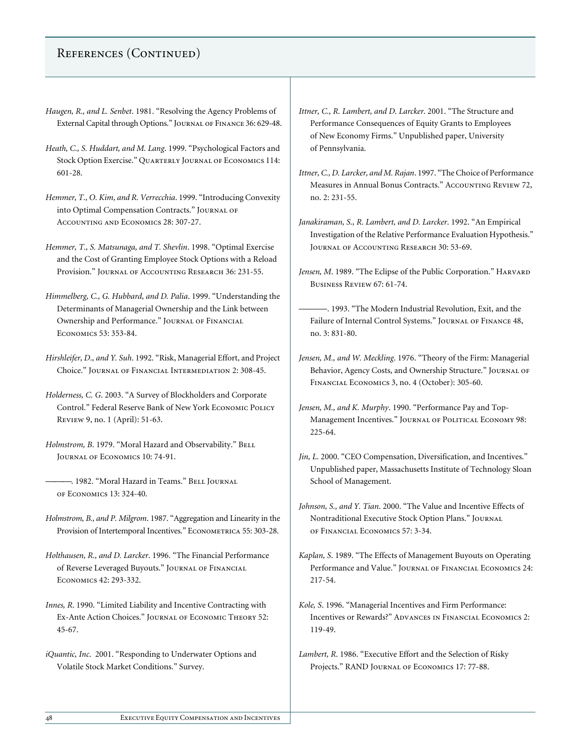## References (Continued)

*Haugen, R., and L. Senbet*. 1981. "Resolving the Agency Problems of External Capital through Options." Journal of Finance 36: 629-48.

*Heath, C., S. Huddart, and M. Lang*. 1999. "Psychological Factors and Stock Option Exercise." Quarterly Journal of Economics 114: 601-28.

*Hemmer, T., O. Kim, and R. Verrecchia*. 1999. "Introducing Convexity into Optimal Compensation Contracts." Journal of Accounting and Economics 28: 307-27.

*Hemmer, T., S. Matsunaga, and T. Shevlin*. 1998. "Optimal Exercise and the Cost of Granting Employee Stock Options with a Reload Provision." Journal of Accounting Research 36: 231-55.

*Himmelberg, C., G. Hubbard, and D. Palia*. 1999. "Understanding the Determinants of Managerial Ownership and the Link between Ownership and Performance." Journal of Financial Economics 53: 353-84.

*Hirshleifer, D., and Y. Suh*. 1992. "Risk, Managerial Effort, and Project Choice." Journal of Financial Intermediation 2: 308-45.

*Holderness, C. G*. 2003. "A Survey of Blockholders and Corporate Control." Federal Reserve Bank of New York Economic Policy Review 9, no. 1 (April): 51-63.

*Holmstrom, B*. 1979. "Moral Hazard and Observability." Bell Journal of Economics 10: 74-91.

———. 1982. "Moral Hazard in Teams." Bell Journal of Economics 13: 324-40.

*Holmstrom, B., and P. Milgrom*. 1987. "Aggregation and Linearity in the Provision of Intertemporal Incentives." Econometrica 55: 303-28.

*Holthausen, R., and D. Larcker*. 1996. "The Financial Performance of Reverse Leveraged Buyouts." Journal of Financial Economics 42: 293-332.

*Innes, R*. 1990. "Limited Liability and Incentive Contracting with Ex-Ante Action Choices." Journal of Economic Theory 52: 45-67.

*iQuantic, Inc*. 2001. "Responding to Underwater Options and Volatile Stock Market Conditions." Survey.

*Ittner, C., R. Lambert, and D. Larcker*. 2001. "The Structure and Performance Consequences of Equity Grants to Employees of New Economy Firms." Unpublished paper, University of Pennsylvania.

*Ittner, C., D. Larcker, and M. Rajan*. 1997. "The Choice of Performance Measures in Annual Bonus Contracts." Accounting Review 72, no. 2: 231-55.

*Janakiraman, S., R. Lambert, and D. Larcker*. 1992. "An Empirical Investigation of the Relative Performance Evaluation Hypothesis." Journal of Accounting Research 30: 53-69.

*Jensen, M*. 1989. "The Eclipse of the Public Corporation." Harvard Business Review 67: 61-74.

———. 1993. "The Modern Industrial Revolution, Exit, and the Failure of Internal Control Systems." Journal of Finance 48, no. 3: 831-80.

*Jensen, M., and W. Meckling*. 1976. "Theory of the Firm: Managerial Behavior, Agency Costs, and Ownership Structure." Journal of Financial Economics 3, no. 4 (October): 305-60.

*Jensen, M., and K. Murphy*. 1990. "Performance Pay and Top-Management Incentives." Journal of Political Economy 98: 225-64.

*Jin, L*. 2000. "CEO Compensation, Diversification, and Incentives." Unpublished paper, Massachusetts Institute of Technology Sloan School of Management.

*Johnson, S., and Y. Tian*. 2000. "The Value and Incentive Effects of Nontraditional Executive Stock Option Plans." Journal of Financial Economics 57: 3-34.

*Kaplan, S*. 1989. "The Effects of Management Buyouts on Operating Performance and Value." Journal of Financial Economics 24: 217-54.

*Kole, S*. 1996. "Managerial Incentives and Firm Performance: Incentives or Rewards?" Advances in Financial Economics 2: 119-49.

*Lambert, R*. 1986. "Executive Effort and the Selection of Risky Projects." RAND Journal of Economics 17: 77-88.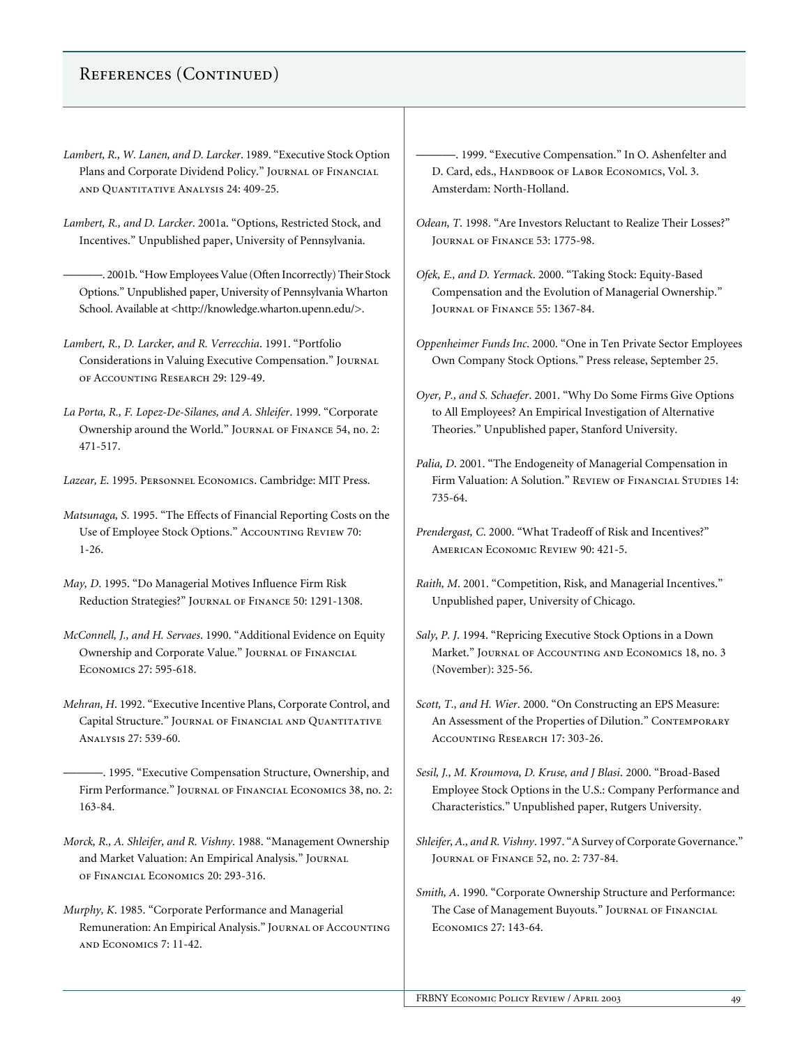## References (Continued)

*Lambert, R., W. Lanen, and D. Larcker*. 1989. "Executive Stock Option Plans and Corporate Dividend Policy." Journal of Financial and Quantitative Analysis 24: 409-25.

*Lambert, R., and D. Larcker*. 2001a. "Options, Restricted Stock, and Incentives." Unpublished paper, University of Pennsylvania.

———. 2001b. "How Employees Value (Often Incorrectly) Their Stock Options." Unpublished paper, University of Pennsylvania Wharton School. Available at <http://knowledge.wharton.upenn.edu/>.

*Lambert, R., D. Larcker, and R. Verrecchia*. 1991. "Portfolio Considerations in Valuing Executive Compensation." Journal of Accounting Research 29: 129-49.

*La Porta, R., F. Lopez-De-Silanes, and A. Shleifer*. 1999. "Corporate Ownership around the World." Journal of Finance 54, no. 2: 471-517.

*Lazear, E*. 1995. Personnel Economics. Cambridge: MIT Press.

*Matsunaga, S*. 1995. "The Effects of Financial Reporting Costs on the Use of Employee Stock Options." Accounting Review 70: 1-26.

*May, D*. 1995. "Do Managerial Motives Influence Firm Risk Reduction Strategies?" Journal of Finance 50: 1291-1308.

*McConnell, J., and H. Servaes*. 1990. "Additional Evidence on Equity Ownership and Corporate Value." Journal of Financial Economics 27: 595-618.

*Mehran, H*. 1992. "Executive Incentive Plans, Corporate Control, and Capital Structure." Journal of Financial and Quantitative Analysis 27: 539-60.

———. 1995. "Executive Compensation Structure, Ownership, and Firm Performance." Journal of Financial Economics 38, no. 2: 163-84.

*Morck, R., A. Shleifer, and R. Vishny*. 1988. "Management Ownership and Market Valuation: An Empirical Analysis." Journal of Financial Economics 20: 293-316.

*Murphy, K*. 1985. "Corporate Performance and Managerial Remuneration: An Empirical Analysis." Journal of Accounting and Economics 7: 11-42.

———. 1999. "Executive Compensation." In O. Ashenfelter and D. Card, eds., Handbook of Labor Economics, Vol. 3. Amsterdam: North-Holland.

*Odean, T*. 1998. "Are Investors Reluctant to Realize Their Losses?" Journal of Finance 53: 1775-98.

*Ofek, E., and D. Yermack*. 2000. "Taking Stock: Equity-Based Compensation and the Evolution of Managerial Ownership." Journal of Finance 55: 1367-84.

*Oppenheimer Funds Inc*. 2000. "One in Ten Private Sector Employees Own Company Stock Options." Press release, September 25.

*Oyer, P., and S. Schaefer*. 2001. "Why Do Some Firms Give Options to All Employees? An Empirical Investigation of Alternative Theories." Unpublished paper, Stanford University.

*Palia, D*. 2001. "The Endogeneity of Managerial Compensation in Firm Valuation: A Solution." Review of Financial Studies 14: 735-64.

*Prendergast, C*. 2000. "What Tradeoff of Risk and Incentives?" American Economic Review 90: 421-5.

*Raith, M*. 2001. "Competition, Risk, and Managerial Incentives." Unpublished paper, University of Chicago.

*Saly, P. J*. 1994. "Repricing Executive Stock Options in a Down Market." Journal of Accounting and Economics 18, no. 3 (November): 325-56.

*Scott, T., and H. Wier*. 2000. "On Constructing an EPS Measure: An Assessment of the Properties of Dilution." Contemporary Accounting Research 17: 303-26.

*Sesil, J., M. Kroumova, D. Kruse, and J Blasi*. 2000. "Broad-Based Employee Stock Options in the U.S.: Company Performance and Characteristics." Unpublished paper, Rutgers University.

*Shleifer, A., and R. Vishny*. 1997. "A Survey of Corporate Governance." Journal of Finance 52, no. 2: 737-84.

*Smith, A*. 1990. "Corporate Ownership Structure and Performance: The Case of Management Buyouts." Journal of Financial Economics 27: 143-64.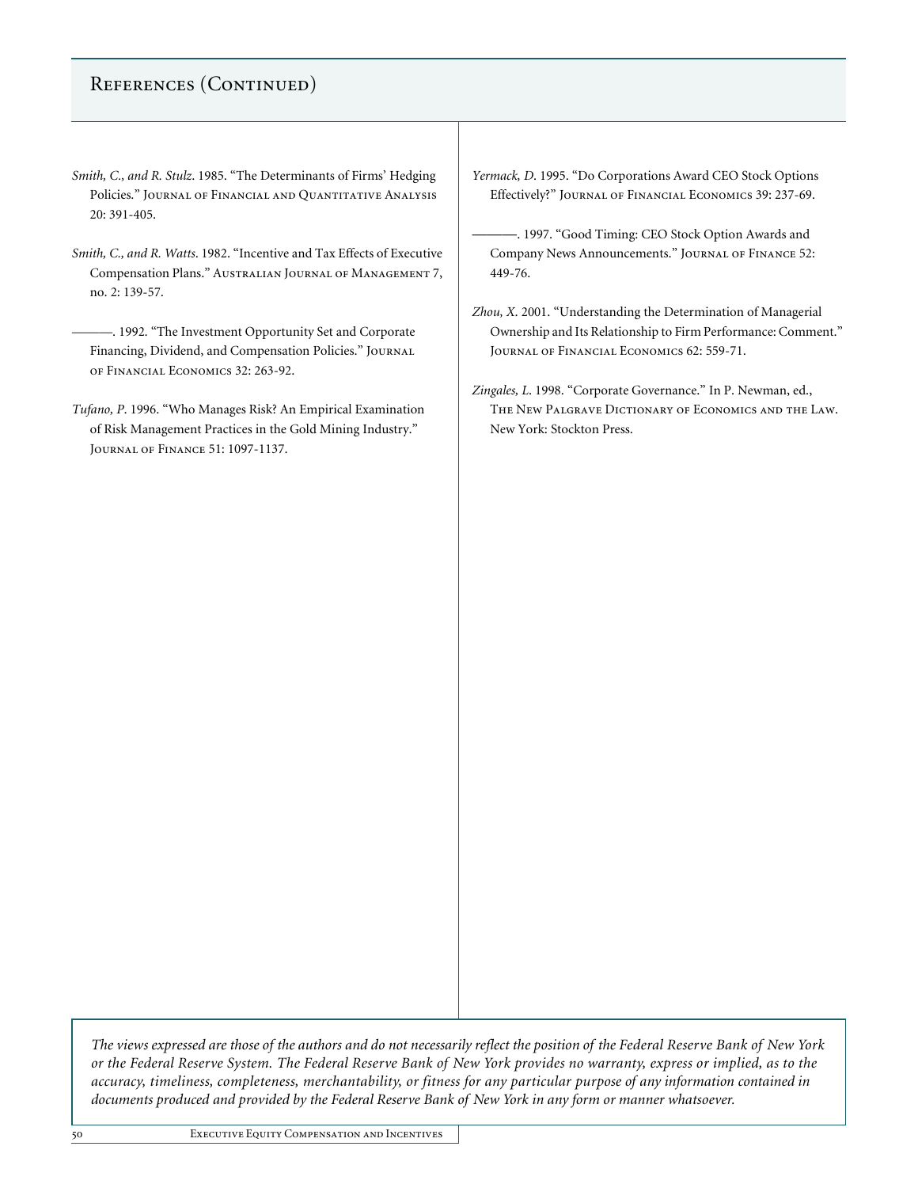## References (Continued)

*Smith, C., and R. Stulz*. 1985. "The Determinants of Firms' Hedging Policies." Journal of Financial and Quantitative Analysis 20: 391-405.

*Smith, C., and R. Watts*. 1982. "Incentive and Tax Effects of Executive Compensation Plans." Australian Journal of Management 7, no. 2: 139-57.

———. 1992. "The Investment Opportunity Set and Corporate Financing, Dividend, and Compensation Policies." Journal of Financial Economics 32: 263-92.

*Tufano, P*. 1996. "Who Manages Risk? An Empirical Examination of Risk Management Practices in the Gold Mining Industry." Journal of Finance 51: 1097-1137.

*Yermack, D*. 1995. "Do Corporations Award CEO Stock Options Effectively?" Journal of Financial Economics 39: 237-69.

———. 1997. "Good Timing: CEO Stock Option Awards and Company News Announcements." Journal of Finance 52: 449-76.

*Zhou, X*. 2001. "Understanding the Determination of Managerial Ownership and Its Relationship to Firm Performance: Comment." Journal of Financial Economics 62: 559-71.

*Zingales, L*. 1998. "Corporate Governance." In P. Newman, ed., The New Palgrave Dictionary of Economics and the Law. New York: Stockton Press.

*The views expressed are those of the authors and do not necessarily reflect the position of the Federal Reserve Bank of New York or the Federal Reserve System. The Federal Reserve Bank of New York provides no warranty, express or implied, as to the accuracy, timeliness, completeness, merchantability, or fitness for any particular purpose of any information contained in documents produced and provided by the Federal Reserve Bank of New York in any form or manner whatsoever.*